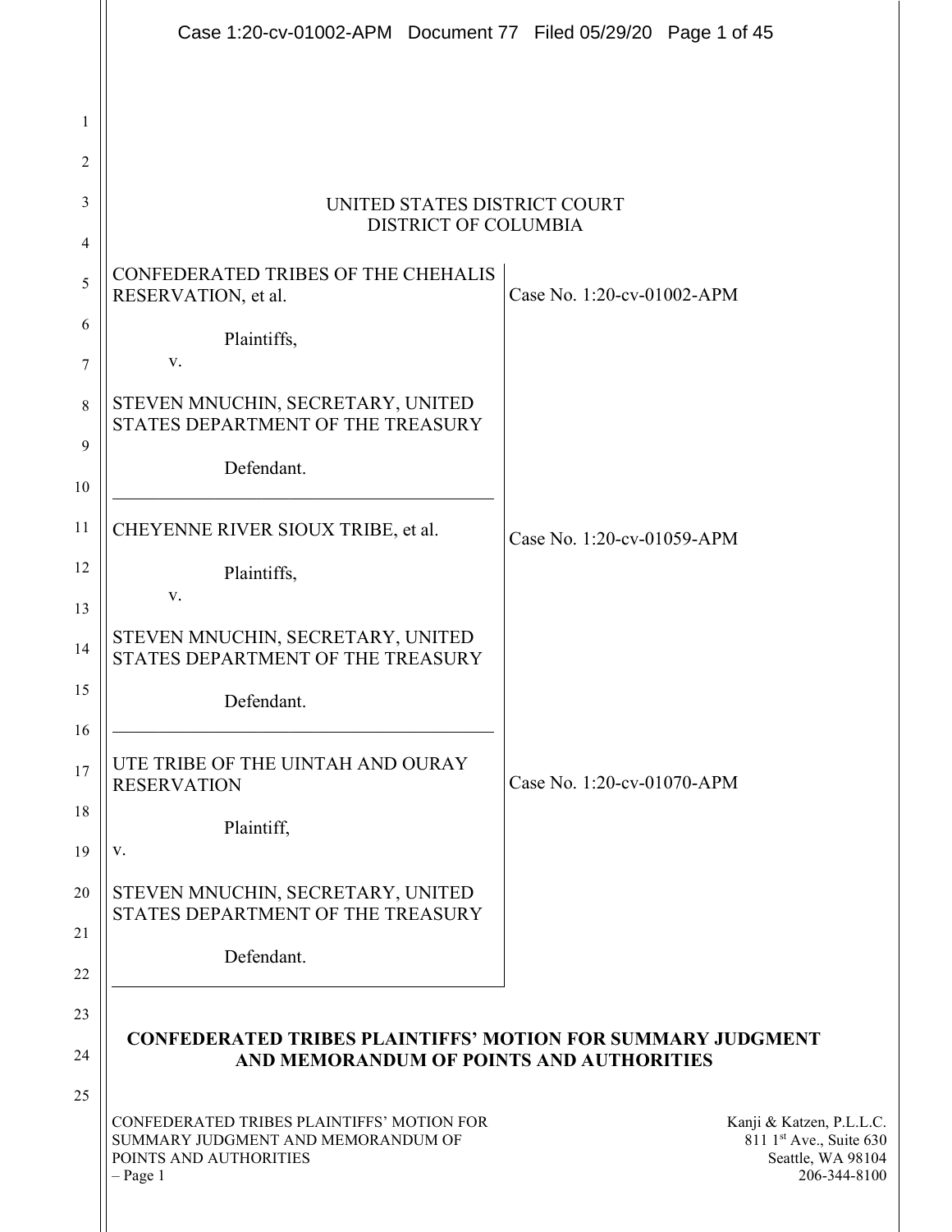UNITED STATES DISTRICT COURT
DISTRICT OF COLUMBIA

| | |
|---|---|
| CONFEDERATED TRIBES OF THE CHEHALIS RESERVATION, et al.<br><br>Plaintiffs,<br>v.<br><br>STEVEN MNUCHIN, SECRETARY, UNITED STATES DEPARTMENT OF THE TREASURY<br><br>Defendant. | Case No. 1:20-cv-01002-APM |
| CHEYENNE RIVER SIOUX TRIBE, et al.<br><br>Plaintiffs,<br>v.<br><br>STEVEN MNUCHIN, SECRETARY, UNITED STATES DEPARTMENT OF THE TREASURY<br><br>Defendant. | Case No. 1:20-cv-01059-APM |
| UTE TRIBE OF THE UINTAH AND OURAY RESERVATION<br><br>Plaintiff,<br>v.<br><br>STEVEN MNUCHIN, SECRETARY, UNITED STATES DEPARTMENT OF THE TREASURY<br><br>Defendant. | Case No. 1:20-cv-01070-APM |

**CONFEDERATED TRIBES PLAINTIFFS' MOTION FOR SUMMARY JUDGMENT AND MEMORANDUM OF POINTS AND AUTHORITIES**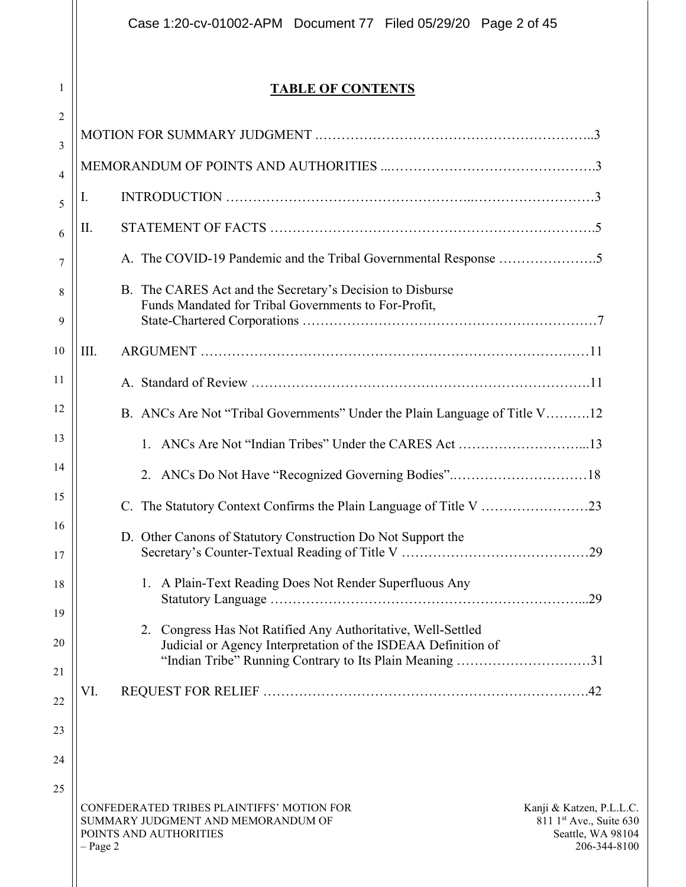## TABLE OF CONTENTS

MOTION FOR SUMMARY JUDGMENT ..........................................................3

MEMORANDUM OF POINTS AND AUTHORITIES ..........................................3

I. INTRODUCTION ..........................................................3

II. STATEMENT OF FACTS ..........................................................5

- A. The COVID-19 Pandemic and the Tribal Governmental Response ..........................................................5
- B. The CARES Act and the Secretary's Decision to Disburse Funds Mandated for Tribal Governments to For-Profit, State-Chartered Corporations ..........................................................7

III. ARGUMENT ..........................................................11

- A. Standard of Review ..........................................................11
- B. ANCs Are Not "Tribal Governments" Under the Plain Language of Title V..........12
  1. ANCs Are Not "Indian Tribes" Under the CARES Act ..........................................................13
  2. ANCs Do Not Have "Recognized Governing Bodies"..........................................................18
- C. The Statutory Context Confirms the Plain Language of Title V ..........................................................23
- D. Other Canons of Statutory Construction Do Not Support the Secretary's Counter-Textual Reading of Title V ..........................................................29
  1. A Plain-Text Reading Does Not Render Superfluous Any Statutory Language ..........................................................29
  2. Congress Has Not Ratified Any Authoritative, Well-Settled Judicial or Agency Interpretation of the ISDEAA Definition of "Indian Tribe" Running Contrary to Its Plain Meaning ..........................................................31

VI. REQUEST FOR RELIEF ..........................................................42

CONFEDERATED TRIBES PLAINTIFFS' MOTION FOR SUMMARY JUDGMENT AND MEMORANDUM OF POINTS AND AUTHORITIES – Page 2

Kanji & Katzen, P.L.L.C.
811 1st Ave., Suite 630
Seattle, WA 98104
206-344-8100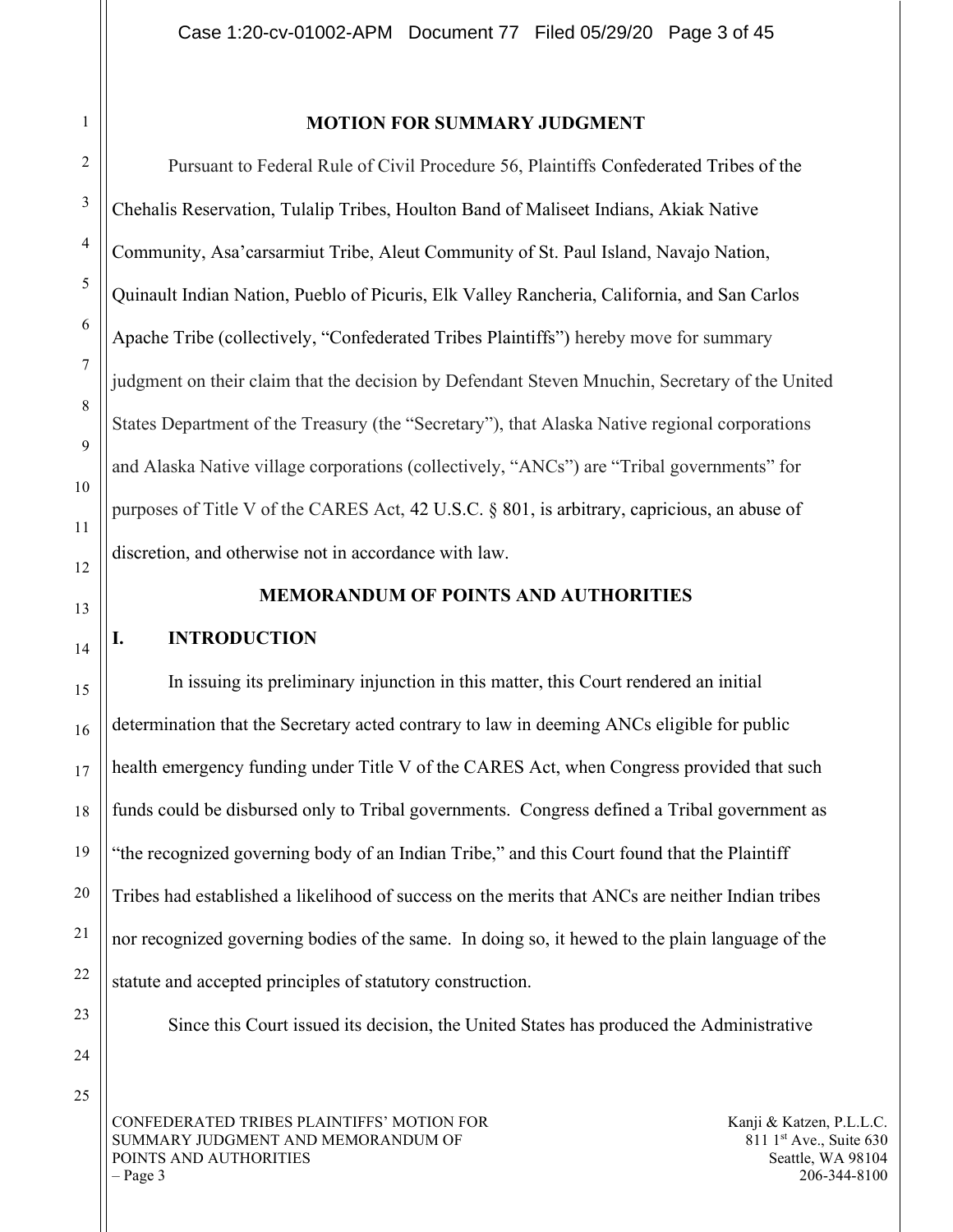## MOTION FOR SUMMARY JUDGMENT

Pursuant to Federal Rule of Civil Procedure 56, Plaintiffs Confederated Tribes of the Chehalis Reservation, Tulalip Tribes, Houlton Band of Maliseet Indians, Akiak Native Community, Asa'carsarmiut Tribe, Aleut Community of St. Paul Island, Navajo Nation, Quinault Indian Nation, Pueblo of Picuris, Elk Valley Rancheria, California, and San Carlos Apache Tribe (collectively, "Confederated Tribes Plaintiffs") hereby move for summary judgment on their claim that the decision by Defendant Steven Mnuchin, Secretary of the United States Department of the Treasury (the "Secretary"), that Alaska Native regional corporations and Alaska Native village corporations (collectively, "ANCs") are "Tribal governments" for purposes of Title V of the CARES Act, 42 U.S.C. § 801, is arbitrary, capricious, an abuse of discretion, and otherwise not in accordance with law.

## MEMORANDUM OF POINTS AND AUTHORITIES

### I. INTRODUCTION

In issuing its preliminary injunction in this matter, this Court rendered an initial determination that the Secretary acted contrary to law in deeming ANCs eligible for public health emergency funding under Title V of the CARES Act, when Congress provided that such funds could be disbursed only to Tribal governments. Congress defined a Tribal government as "the recognized governing body of an Indian Tribe," and this Court found that the Plaintiff Tribes had established a likelihood of success on the merits that ANCs are neither Indian tribes nor recognized governing bodies of the same. In doing so, it hewed to the plain language of the statute and accepted principles of statutory construction.

Since this Court issued its decision, the United States has produced the Administrative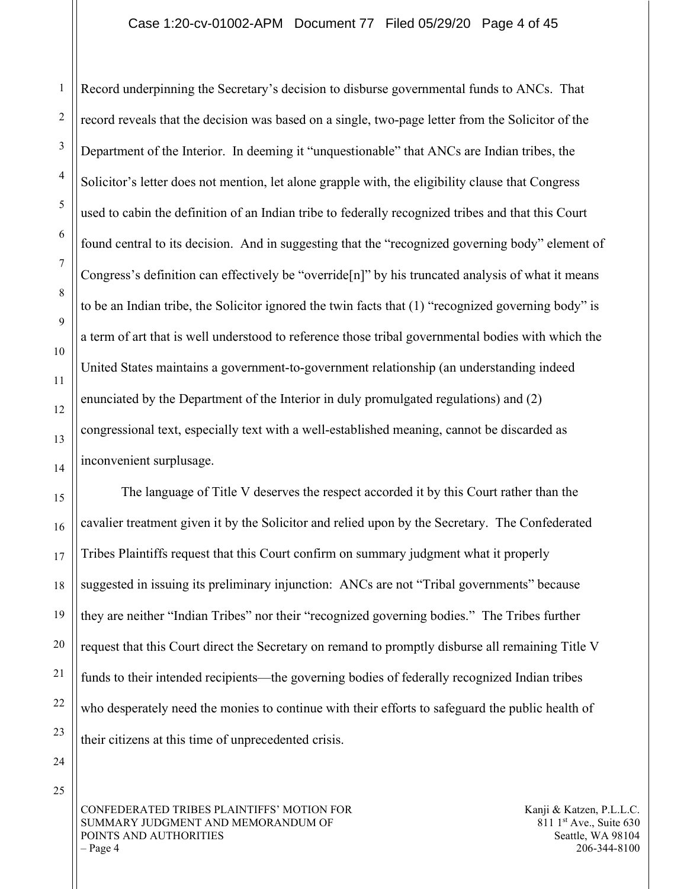Record underpinning the Secretary's decision to disburse governmental funds to ANCs. That record reveals that the decision was based on a single, two-page letter from the Solicitor of the Department of the Interior. In deeming it "unquestionable" that ANCs are Indian tribes, the Solicitor's letter does not mention, let alone grapple with, the eligibility clause that Congress used to cabin the definition of an Indian tribe to federally recognized tribes and that this Court found central to its decision. And in suggesting that the "recognized governing body" element of Congress's definition can effectively be "override[n]" by his truncated analysis of what it means to be an Indian tribe, the Solicitor ignored the twin facts that (1) "recognized governing body" is a term of art that is well understood to reference those tribal governmental bodies with which the United States maintains a government-to-government relationship (an understanding indeed enunciated by the Department of the Interior in duly promulgated regulations) and (2) congressional text, especially text with a well-established meaning, cannot be discarded as inconvenient surplusage.

The language of Title V deserves the respect accorded it by this Court rather than the cavalier treatment given it by the Solicitor and relied upon by the Secretary. The Confederated Tribes Plaintiffs request that this Court confirm on summary judgment what it properly suggested in issuing its preliminary injunction: ANCs are not "Tribal governments" because they are neither "Indian Tribes" nor their "recognized governing bodies." The Tribes further request that this Court direct the Secretary on remand to promptly disburse all remaining Title V funds to their intended recipients—the governing bodies of federally recognized Indian tribes who desperately need the monies to continue with their efforts to safeguard the public health of their citizens at this time of unprecedented crisis.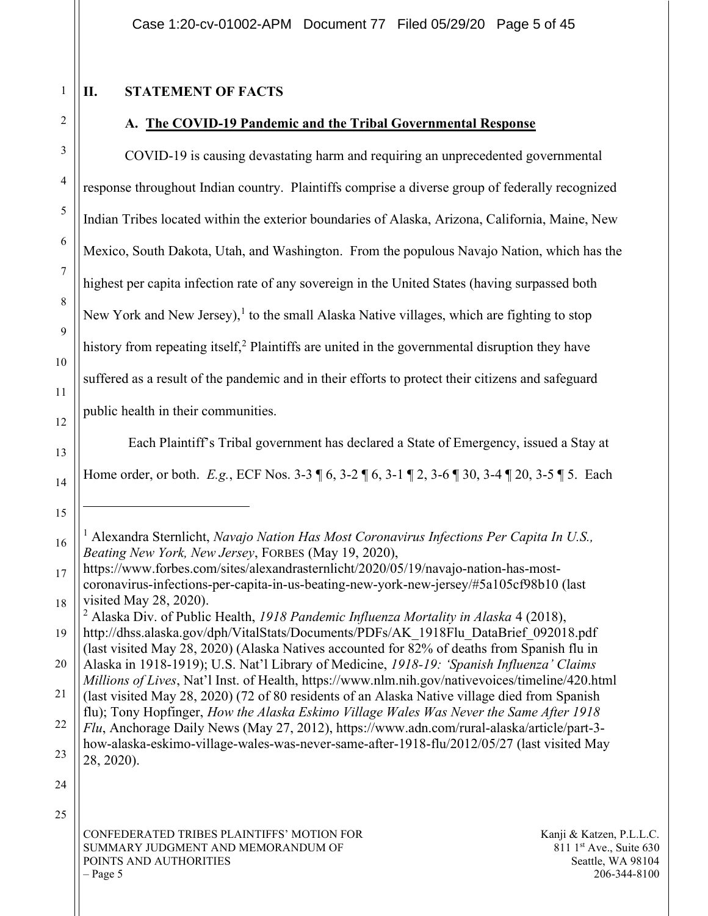## II. STATEMENT OF FACTS

### A. The COVID-19 Pandemic and the Tribal Governmental Response

COVID-19 is causing devastating harm and requiring an unprecedented governmental response throughout Indian country. Plaintiffs comprise a diverse group of federally recognized Indian Tribes located within the exterior boundaries of Alaska, Arizona, California, Maine, New Mexico, South Dakota, Utah, and Washington. From the populous Navajo Nation, which has the highest per capita infection rate of any sovereign in the United States (having surpassed both New York and New Jersey),[1] to the small Alaska Native villages, which are fighting to stop history from repeating itself,[2] Plaintiffs are united in the governmental disruption they have suffered as a result of the pandemic and in their efforts to protect their citizens and safeguard public health in their communities.

Each Plaintiff's Tribal government has declared a State of Emergency, issued a Stay at Home order, or both. *E.g.*, ECF Nos. 3-3 ¶ 6, 3-2 ¶ 6, 3-1 ¶ 2, 3-6 ¶ 30, 3-4 ¶ 20, 3-5 ¶ 5. Each

---

[1] Alexandra Sternlicht, *Navajo Nation Has Most Coronavirus Infections Per Capita In U.S., Beating New York, New Jersey*, FORBES (May 19, 2020), https://www.forbes.com/sites/alexandrasternlicht/2020/05/19/navajo-nation-has-most-coronavirus-infections-per-capita-in-us-beating-new-york-new-jersey/#5a105cf98b10 (last visited May 28, 2020).

[2] Alaska Div. of Public Health, *1918 Pandemic Influenza Mortality in Alaska* 4 (2018), http://dhss.alaska.gov/dph/VitalStats/Documents/PDFs/AK_1918Flu_DataBrief_092018.pdf (last visited May 28, 2020) (Alaska Natives accounted for 82% of deaths from Spanish flu in Alaska in 1918-1919); U.S. Nat'l Library of Medicine, *1918-19: 'Spanish Influenza' Claims Millions of Lives*, Nat'l Inst. of Health, https://www.nlm.nih.gov/nativevoices/timeline/420.html (last visited May 28, 2020) (72 of 80 residents of an Alaska Native village died from Spanish flu); Tony Hopfinger, *How the Alaska Eskimo Village Wales Was Never the Same After 1918 Flu*, Anchorage Daily News (May 27, 2012), https://www.adn.com/rural-alaska/article/part-3-how-alaska-eskimo-village-wales-was-never-same-after-1918-flu/2012/05/27 (last visited May 28, 2020).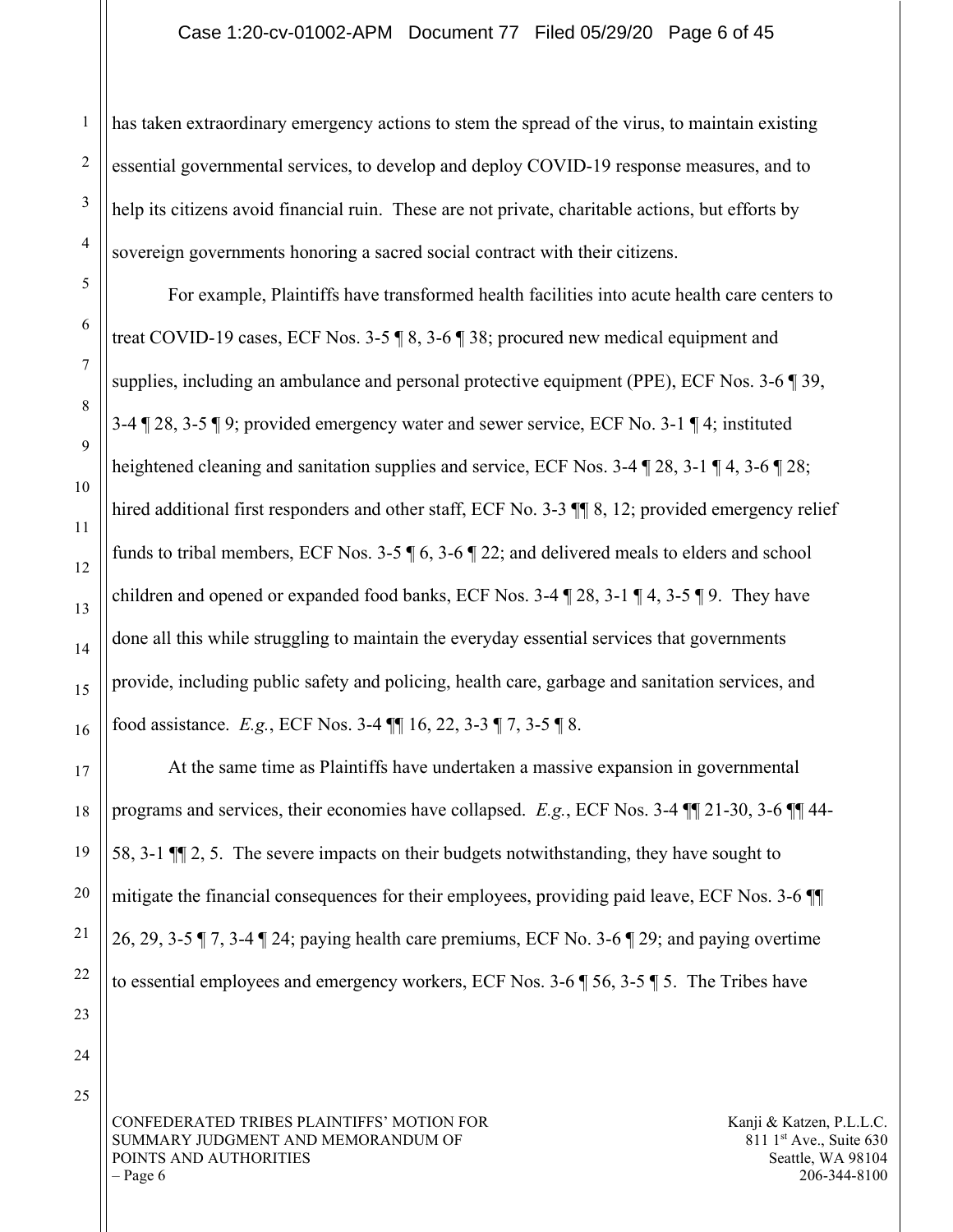has taken extraordinary emergency actions to stem the spread of the virus, to maintain existing essential governmental services, to develop and deploy COVID-19 response measures, and to help its citizens avoid financial ruin. These are not private, charitable actions, but efforts by sovereign governments honoring a sacred social contract with their citizens.

For example, Plaintiffs have transformed health facilities into acute health care centers to treat COVID-19 cases, ECF Nos. 3-5 ¶ 8, 3-6 ¶ 38; procured new medical equipment and supplies, including an ambulance and personal protective equipment (PPE), ECF Nos. 3-6 ¶ 39, 3-4 ¶ 28, 3-5 ¶ 9; provided emergency water and sewer service, ECF No. 3-1 ¶ 4; instituted heightened cleaning and sanitation supplies and service, ECF Nos. 3-4 ¶ 28, 3-1 ¶ 4, 3-6 ¶ 28; hired additional first responders and other staff, ECF No. 3-3 ¶¶ 8, 12; provided emergency relief funds to tribal members, ECF Nos. 3-5 ¶ 6, 3-6 ¶ 22; and delivered meals to elders and school children and opened or expanded food banks, ECF Nos. 3-4 ¶ 28, 3-1 ¶ 4, 3-5 ¶ 9. They have done all this while struggling to maintain the everyday essential services that governments provide, including public safety and policing, health care, garbage and sanitation services, and food assistance. *E.g.*, ECF Nos. 3-4 ¶¶ 16, 22, 3-3 ¶ 7, 3-5 ¶ 8.

At the same time as Plaintiffs have undertaken a massive expansion in governmental programs and services, their economies have collapsed. *E.g.*, ECF Nos. 3-4 ¶¶ 21-30, 3-6 ¶¶ 44-58, 3-1 ¶¶ 2, 5. The severe impacts on their budgets notwithstanding, they have sought to mitigate the financial consequences for their employees, providing paid leave, ECF Nos. 3-6 ¶¶ 26, 29, 3-5 ¶ 7, 3-4 ¶ 24; paying health care premiums, ECF No. 3-6 ¶ 29; and paying overtime to essential employees and emergency workers, ECF Nos. 3-6 ¶ 56, 3-5 ¶ 5. The Tribes have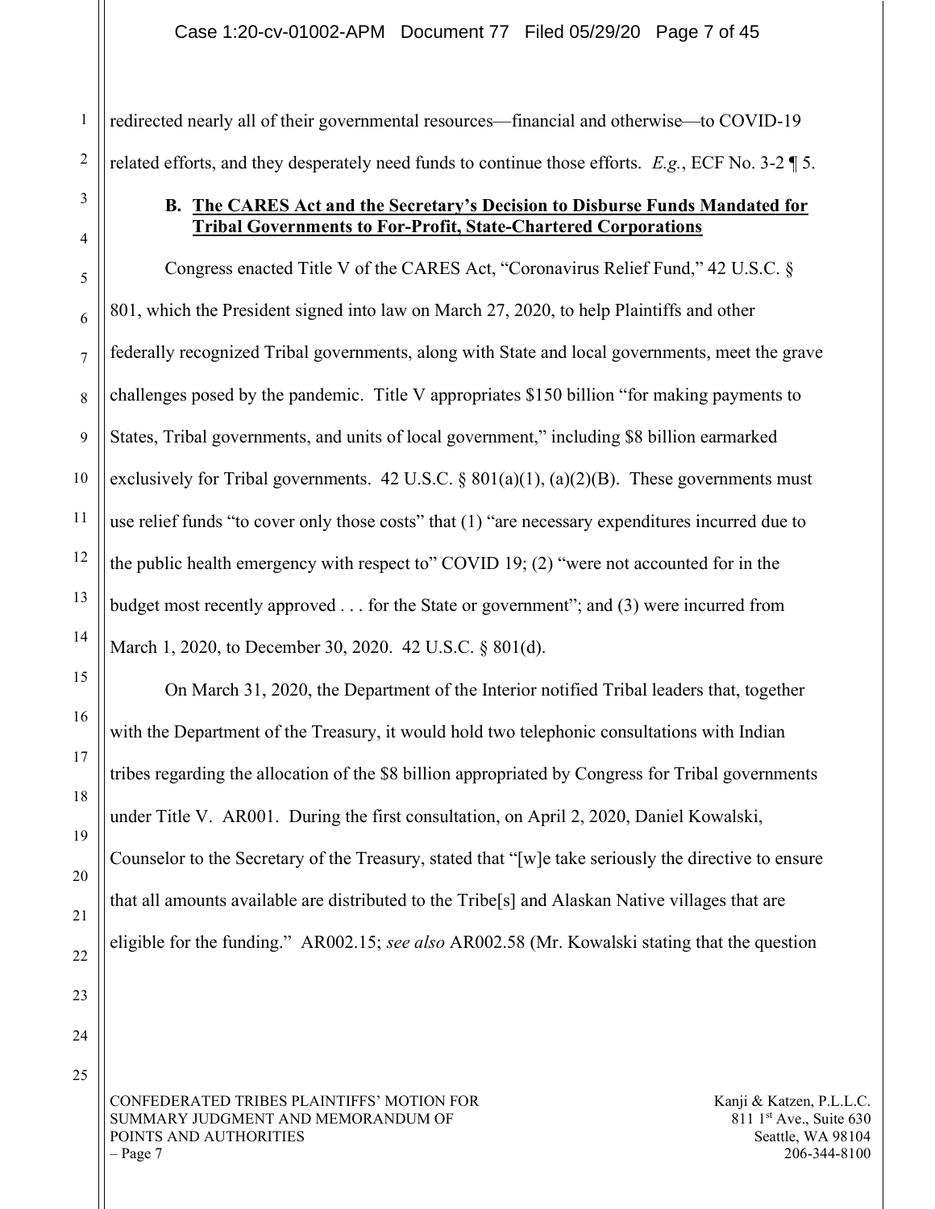redirected nearly all of their governmental resources—financial and otherwise—to COVID-19 related efforts, and they desperately need funds to continue those efforts. *E.g.*, ECF No. 3-2 ¶ 5.

### B. The CARES Act and the Secretary's Decision to Disburse Funds Mandated for Tribal Governments to For-Profit, State-Chartered Corporations

Congress enacted Title V of the CARES Act, "Coronavirus Relief Fund," 42 U.S.C. § 801, which the President signed into law on March 27, 2020, to help Plaintiffs and other federally recognized Tribal governments, along with State and local governments, meet the grave challenges posed by the pandemic. Title V appropriates $150 billion "for making payments to States, Tribal governments, and units of local government," including $8 billion earmarked exclusively for Tribal governments. 42 U.S.C. § 801(a)(1), (a)(2)(B). These governments must use relief funds "to cover only those costs" that (1) "are necessary expenditures incurred due to the public health emergency with respect to" COVID 19; (2) "were not accounted for in the budget most recently approved . . . for the State or government"; and (3) were incurred from March 1, 2020, to December 30, 2020. 42 U.S.C. § 801(d).

On March 31, 2020, the Department of the Interior notified Tribal leaders that, together with the Department of the Treasury, it would hold two telephonic consultations with Indian tribes regarding the allocation of the $8 billion appropriated by Congress for Tribal governments under Title V. AR001. During the first consultation, on April 2, 2020, Daniel Kowalski, Counselor to the Secretary of the Treasury, stated that "[w]e take seriously the directive to ensure that all amounts available are distributed to the Tribe[s] and Alaskan Native villages that are eligible for the funding." AR002.15; *see also* AR002.58 (Mr. Kowalski stating that the question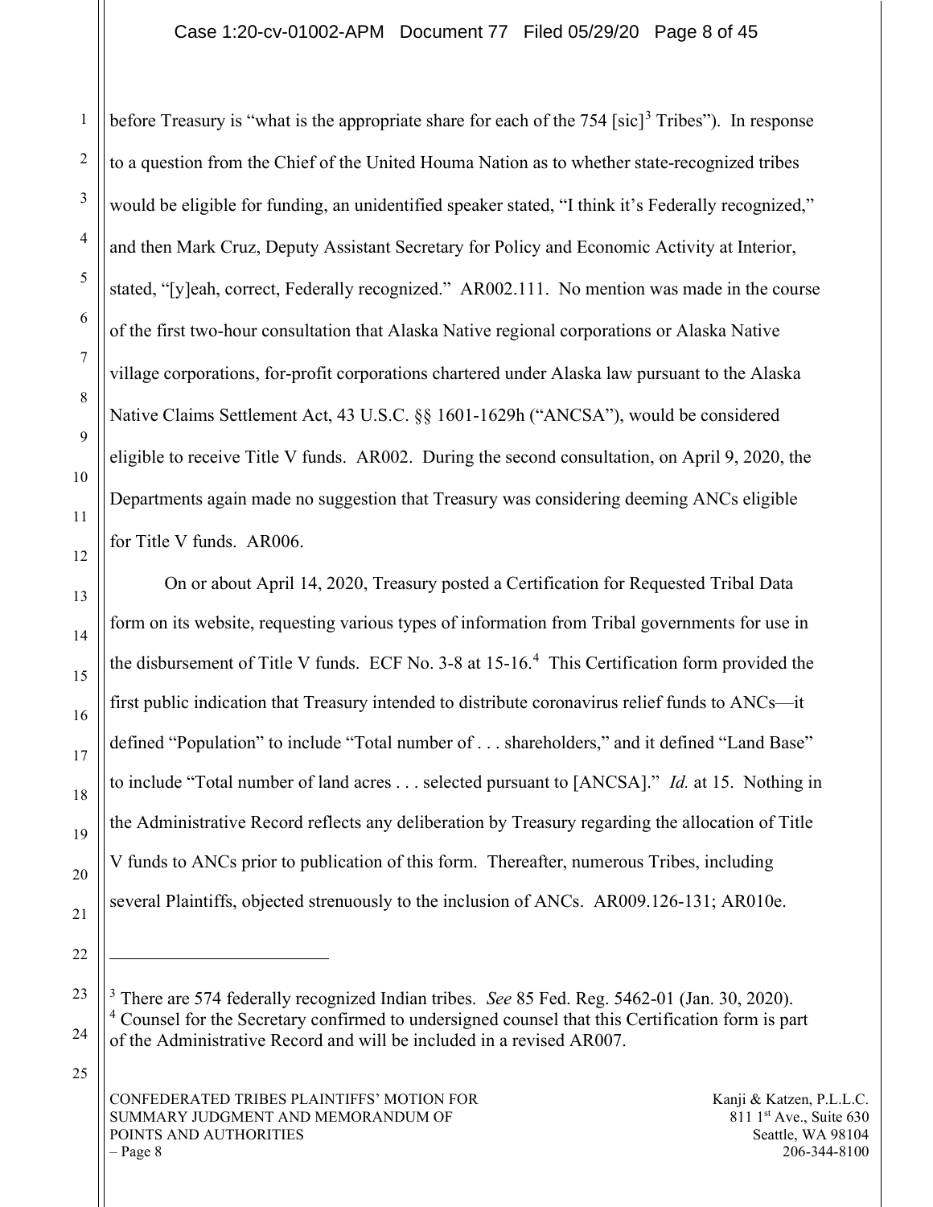before Treasury is "what is the appropriate share for each of the 754 [sic][3] Tribes"). In response to a question from the Chief of the United Houma Nation as to whether state-recognized tribes would be eligible for funding, an unidentified speaker stated, "I think it's Federally recognized," and then Mark Cruz, Deputy Assistant Secretary for Policy and Economic Activity at Interior, stated, "[y]eah, correct, Federally recognized." AR002.111. No mention was made in the course of the first two-hour consultation that Alaska Native regional corporations or Alaska Native village corporations, for-profit corporations chartered under Alaska law pursuant to the Alaska Native Claims Settlement Act, 43 U.S.C. §§ 1601-1629h ("ANCSA"), would be considered eligible to receive Title V funds. AR002. During the second consultation, on April 9, 2020, the Departments again made no suggestion that Treasury was considering deeming ANCs eligible for Title V funds. AR006.

On or about April 14, 2020, Treasury posted a Certification for Requested Tribal Data form on its website, requesting various types of information from Tribal governments for use in the disbursement of Title V funds. ECF No. 3-8 at 15-16.[4] This Certification form provided the first public indication that Treasury intended to distribute coronavirus relief funds to ANCs—it defined "Population" to include "Total number of . . . shareholders," and it defined "Land Base" to include "Total number of land acres . . . selected pursuant to [ANCSA]." *Id.* at 15. Nothing in the Administrative Record reflects any deliberation by Treasury regarding the allocation of Title V funds to ANCs prior to publication of this form. Thereafter, numerous Tribes, including several Plaintiffs, objected strenuously to the inclusion of ANCs. AR009.126-131; AR010e.

---

[3] There are 574 federally recognized Indian tribes. *See* 85 Fed. Reg. 5462-01 (Jan. 30, 2020).
[4] Counsel for the Secretary confirmed to undersigned counsel that this Certification form is part of the Administrative Record and will be included in a revised AR007.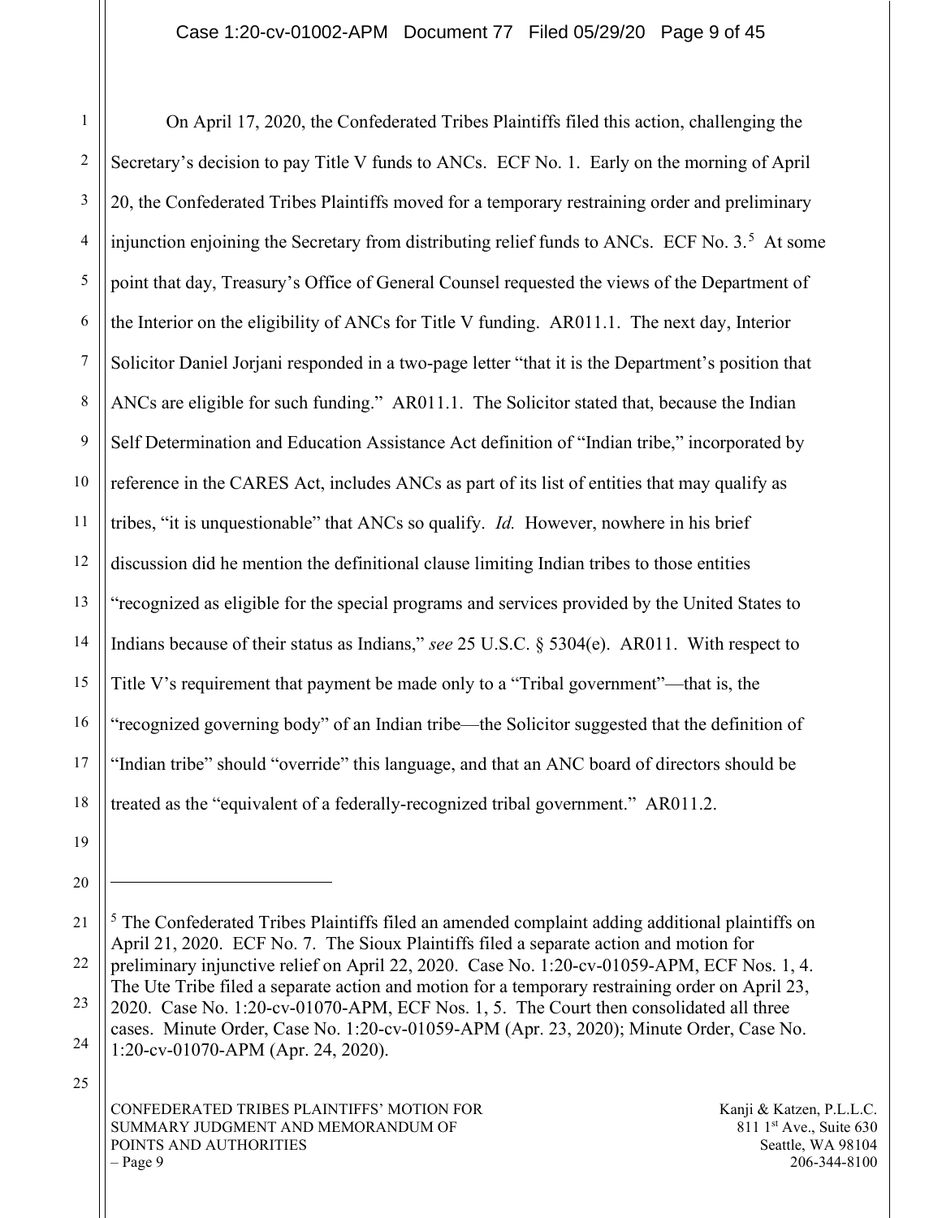On April 17, 2020, the Confederated Tribes Plaintiffs filed this action, challenging the Secretary's decision to pay Title V funds to ANCs. ECF No. 1. Early on the morning of April 20, the Confederated Tribes Plaintiffs moved for a temporary restraining order and preliminary injunction enjoining the Secretary from distributing relief funds to ANCs. ECF No. 3.[5] At some point that day, Treasury's Office of General Counsel requested the views of the Department of the Interior on the eligibility of ANCs for Title V funding. AR011.1. The next day, Interior Solicitor Daniel Jorjani responded in a two-page letter "that it is the Department's position that ANCs are eligible for such funding." AR011.1. The Solicitor stated that, because the Indian Self Determination and Education Assistance Act definition of "Indian tribe," incorporated by reference in the CARES Act, includes ANCs as part of its list of entities that may qualify as tribes, "it is unquestionable" that ANCs so qualify. *Id.* However, nowhere in his brief discussion did he mention the definitional clause limiting Indian tribes to those entities "recognized as eligible for the special programs and services provided by the United States to Indians because of their status as Indians," *see* 25 U.S.C. § 5304(e). AR011. With respect to Title V's requirement that payment be made only to a "Tribal government"—that is, the "recognized governing body" of an Indian tribe—the Solicitor suggested that the definition of "Indian tribe" should "override" this language, and that an ANC board of directors should be treated as the "equivalent of a federally-recognized tribal government." AR011.2.

---

[5] The Confederated Tribes Plaintiffs filed an amended complaint adding additional plaintiffs on April 21, 2020. ECF No. 7. The Sioux Plaintiffs filed a separate action and motion for preliminary injunctive relief on April 22, 2020. Case No. 1:20-cv-01059-APM, ECF Nos. 1, 4. The Ute Tribe filed a separate action and motion for a temporary restraining order on April 23, 2020. Case No. 1:20-cv-01070-APM, ECF Nos. 1, 5. The Court then consolidated all three cases. Minute Order, Case No. 1:20-cv-01059-APM (Apr. 23, 2020); Minute Order, Case No. 1:20-cv-01070-APM (Apr. 24, 2020).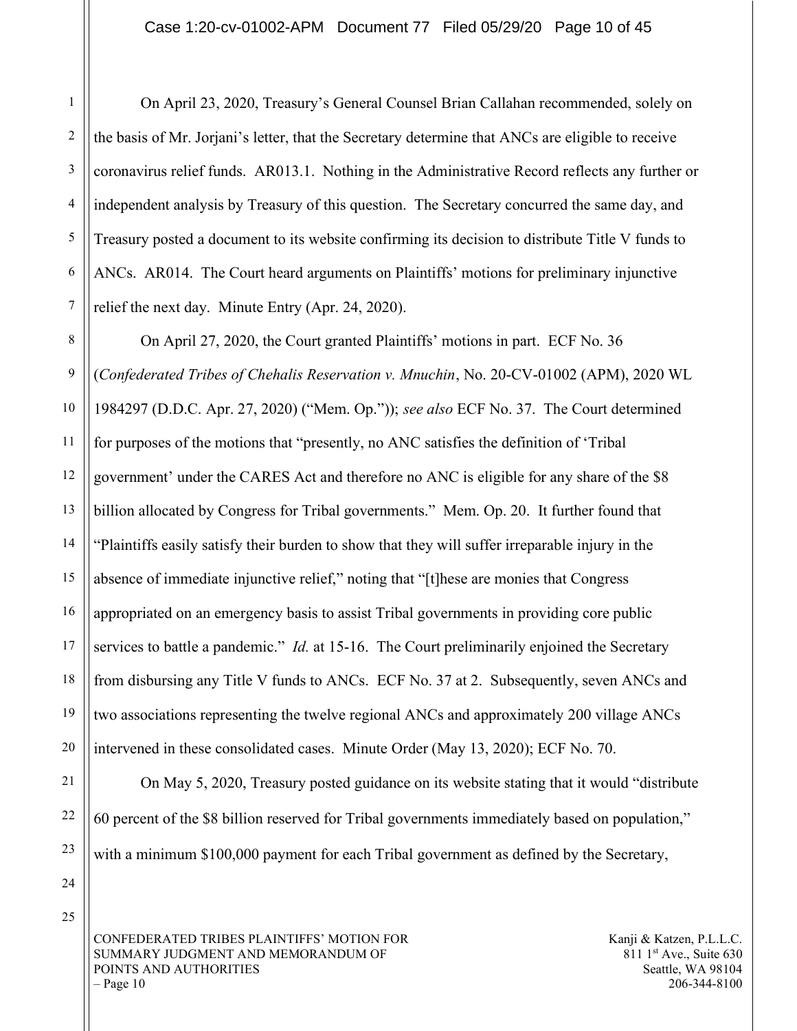On April 23, 2020, Treasury's General Counsel Brian Callahan recommended, solely on the basis of Mr. Jorjani's letter, that the Secretary determine that ANCs are eligible to receive coronavirus relief funds. AR013.1. Nothing in the Administrative Record reflects any further or independent analysis by Treasury of this question. The Secretary concurred the same day, and Treasury posted a document to its website confirming its decision to distribute Title V funds to ANCs. AR014. The Court heard arguments on Plaintiffs' motions for preliminary injunctive relief the next day. Minute Entry (Apr. 24, 2020).

On April 27, 2020, the Court granted Plaintiffs' motions in part. ECF No. 36 (*Confederated Tribes of Chehalis Reservation v. Mnuchin*, No. 20-CV-01002 (APM), 2020 WL 1984297 (D.D.C. Apr. 27, 2020) ("Mem. Op.")); *see also* ECF No. 37. The Court determined for purposes of the motions that "presently, no ANC satisfies the definition of 'Tribal government' under the CARES Act and therefore no ANC is eligible for any share of the $8 billion allocated by Congress for Tribal governments." Mem. Op. 20. It further found that "Plaintiffs easily satisfy their burden to show that they will suffer irreparable injury in the absence of immediate injunctive relief," noting that "[t]hese are monies that Congress appropriated on an emergency basis to assist Tribal governments in providing core public services to battle a pandemic." *Id.* at 15-16. The Court preliminarily enjoined the Secretary from disbursing any Title V funds to ANCs. ECF No. 37 at 2. Subsequently, seven ANCs and two associations representing the twelve regional ANCs and approximately 200 village ANCs intervened in these consolidated cases. Minute Order (May 13, 2020); ECF No. 70.

On May 5, 2020, Treasury posted guidance on its website stating that it would "distribute 60 percent of the $8 billion reserved for Tribal governments immediately based on population," with a minimum $100,000 payment for each Tribal government as defined by the Secretary,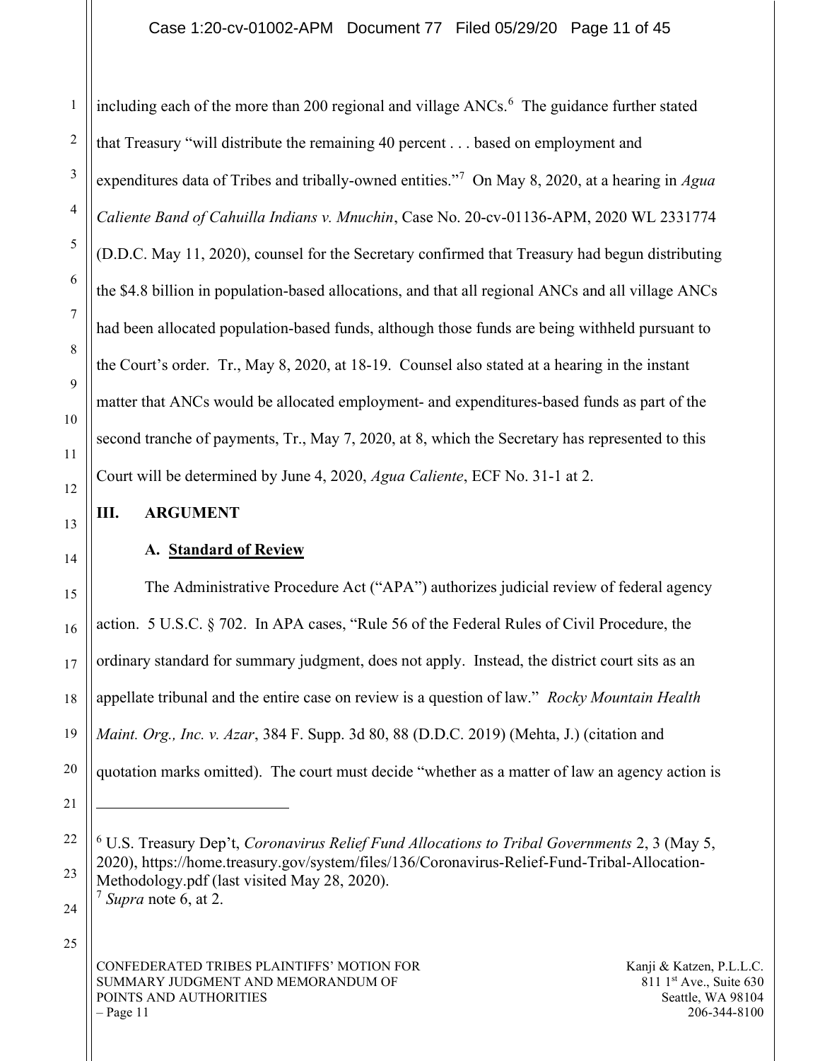including each of the more than 200 regional and village ANCs.[6] The guidance further stated that Treasury "will distribute the remaining 40 percent . . . based on employment and expenditures data of Tribes and tribally-owned entities."[7] On May 8, 2020, at a hearing in *Agua Caliente Band of Cahuilla Indians v. Mnuchin*, Case No. 20-cv-01136-APM, 2020 WL 2331774 (D.D.C. May 11, 2020), counsel for the Secretary confirmed that Treasury had begun distributing the $4.8 billion in population-based allocations, and that all regional ANCs and all village ANCs had been allocated population-based funds, although those funds are being withheld pursuant to the Court's order. Tr., May 8, 2020, at 18-19. Counsel also stated at a hearing in the instant matter that ANCs would be allocated employment- and expenditures-based funds as part of the second tranche of payments, Tr., May 7, 2020, at 8, which the Secretary has represented to this Court will be determined by June 4, 2020, *Agua Caliente*, ECF No. 31-1 at 2.

## III. ARGUMENT

### A. Standard of Review

The Administrative Procedure Act ("APA") authorizes judicial review of federal agency action. 5 U.S.C. § 702. In APA cases, "Rule 56 of the Federal Rules of Civil Procedure, the ordinary standard for summary judgment, does not apply. Instead, the district court sits as an appellate tribunal and the entire case on review is a question of law." *Rocky Mountain Health Maint. Org., Inc. v. Azar*, 384 F. Supp. 3d 80, 88 (D.D.C. 2019) (Mehta, J.) (citation and quotation marks omitted). The court must decide "whether as a matter of law an agency action is

---

[6] U.S. Treasury Dep't, *Coronavirus Relief Fund Allocations to Tribal Governments* 2, 3 (May 5, 2020), https://home.treasury.gov/system/files/136/Coronavirus-Relief-Fund-Tribal-Allocation-Methodology.pdf (last visited May 28, 2020).

[7] *Supra* note 6, at 2.

CONFEDERATED TRIBES PLAINTIFFS' MOTION FOR SUMMARY JUDGMENT AND MEMORANDUM OF POINTS AND AUTHORITIES – Page 11

Kanji & Katzen, P.L.L.C.
811 1st Ave., Suite 630
Seattle, WA 98104
206-344-8100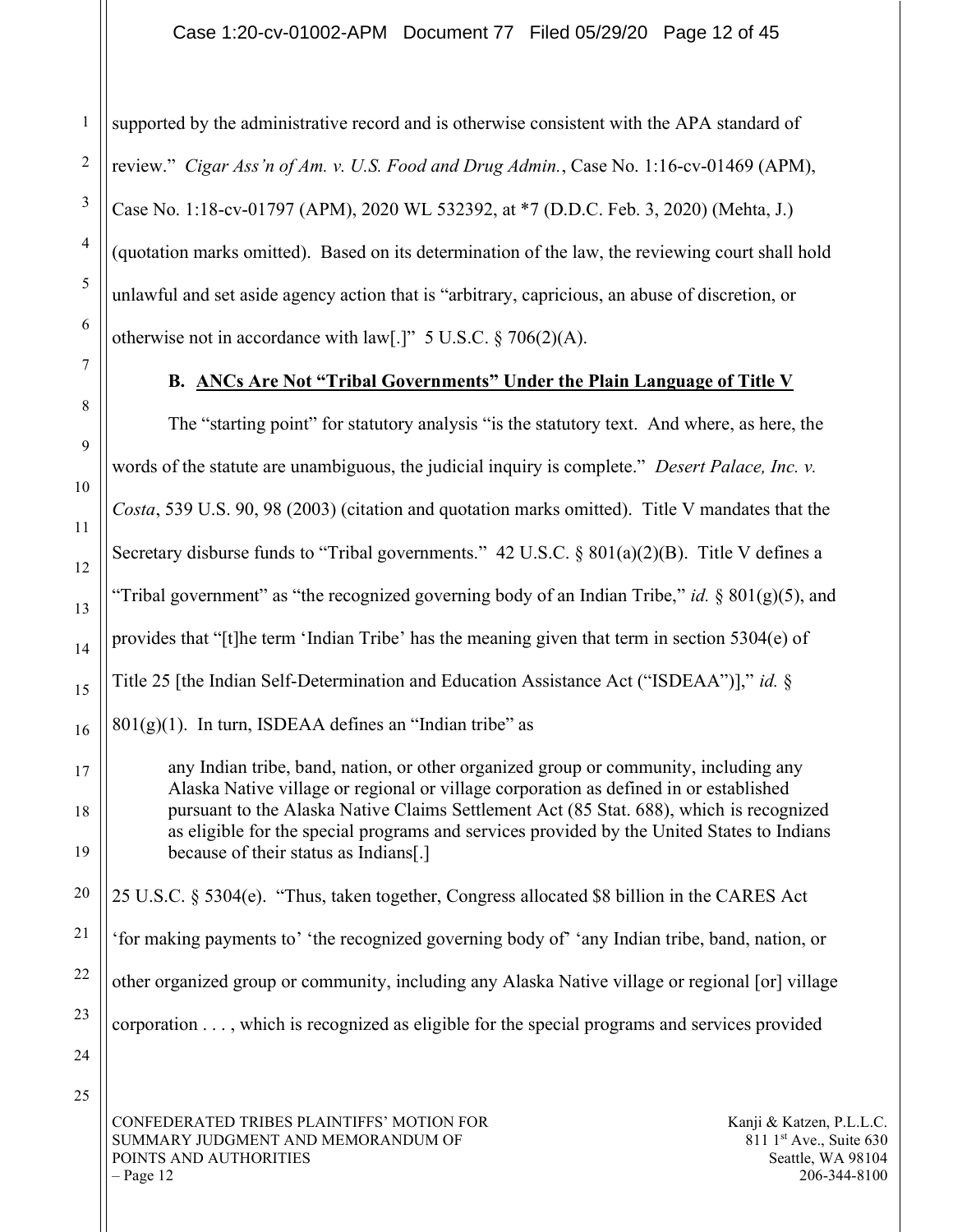supported by the administrative record and is otherwise consistent with the APA standard of review." *Cigar Ass'n of Am. v. U.S. Food and Drug Admin.*, Case No. 1:16-cv-01469 (APM), Case No. 1:18-cv-01797 (APM), 2020 WL 532392, at *7 (D.D.C. Feb. 3, 2020) (Mehta, J.) (quotation marks omitted). Based on its determination of the law, the reviewing court shall hold unlawful and set aside agency action that is "arbitrary, capricious, an abuse of discretion, or otherwise not in accordance with law[.]" 5 U.S.C. § 706(2)(A).

### B. ANCs Are Not "Tribal Governments" Under the Plain Language of Title V

The "starting point" for statutory analysis "is the statutory text. And where, as here, the words of the statute are unambiguous, the judicial inquiry is complete." *Desert Palace, Inc. v. Costa*, 539 U.S. 90, 98 (2003) (citation and quotation marks omitted). Title V mandates that the Secretary disburse funds to "Tribal governments." 42 U.S.C. § 801(a)(2)(B). Title V defines a "Tribal government" as "the recognized governing body of an Indian Tribe," *id.* § 801(g)(5), and provides that "[t]he term 'Indian Tribe' has the meaning given that term in section 5304(e) of Title 25 [the Indian Self-Determination and Education Assistance Act ("ISDEAA")]," *id.* § 801(g)(1). In turn, ISDEAA defines an "Indian tribe" as

> any Indian tribe, band, nation, or other organized group or community, including any Alaska Native village or regional or village corporation as defined in or established pursuant to the Alaska Native Claims Settlement Act (85 Stat. 688), which is recognized as eligible for the special programs and services provided by the United States to Indians because of their status as Indians[.]

25 U.S.C. § 5304(e). "Thus, taken together, Congress allocated $8 billion in the CARES Act 'for making payments to' 'the recognized governing body of' 'any Indian tribe, band, nation, or other organized group or community, including any Alaska Native village or regional [or] village corporation . . . , which is recognized as eligible for the special programs and services provided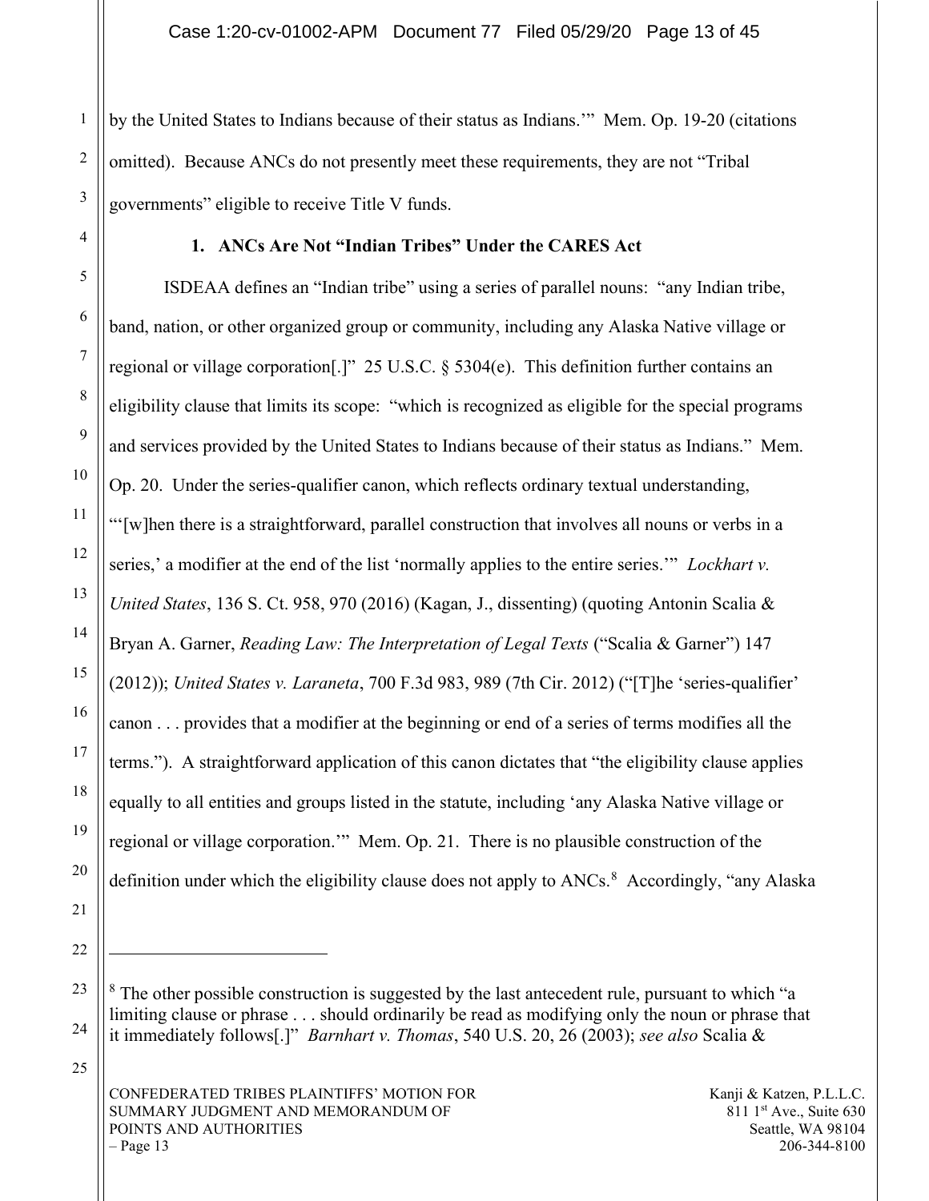by the United States to Indians because of their status as Indians.'" Mem. Op. 19-20 (citations omitted). Because ANCs do not presently meet these requirements, they are not "Tribal governments" eligible to receive Title V funds.

### 1. ANCs Are Not "Indian Tribes" Under the CARES Act

ISDEAA defines an "Indian tribe" using a series of parallel nouns: "any Indian tribe, band, nation, or other organized group or community, including any Alaska Native village or regional or village corporation[.]" 25 U.S.C. § 5304(e). This definition further contains an eligibility clause that limits its scope: "which is recognized as eligible for the special programs and services provided by the United States to Indians because of their status as Indians." Mem. Op. 20. Under the series-qualifier canon, which reflects ordinary textual understanding, "'[w]hen there is a straightforward, parallel construction that involves all nouns or verbs in a series,' a modifier at the end of the list 'normally applies to the entire series.'" *Lockhart v. United States*, 136 S. Ct. 958, 970 (2016) (Kagan, J., dissenting) (quoting Antonin Scalia & Bryan A. Garner, *Reading Law: The Interpretation of Legal Texts* ("Scalia & Garner") 147 (2012)); *United States v. Laraneta*, 700 F.3d 983, 989 (7th Cir. 2012) ("[T]he 'series-qualifier' canon . . . provides that a modifier at the beginning or end of a series of terms modifies all the terms."). A straightforward application of this canon dictates that "the eligibility clause applies equally to all entities and groups listed in the statute, including 'any Alaska Native village or regional or village corporation.'" Mem. Op. 21. There is no plausible construction of the definition under which the eligibility clause does not apply to ANCs.[8] Accordingly, "any Alaska

---

[8] The other possible construction is suggested by the last antecedent rule, pursuant to which "a limiting clause or phrase . . . should ordinarily be read as modifying only the noun or phrase that it immediately follows[.]" *Barnhart v. Thomas*, 540 U.S. 20, 26 (2003); *see also* Scalia &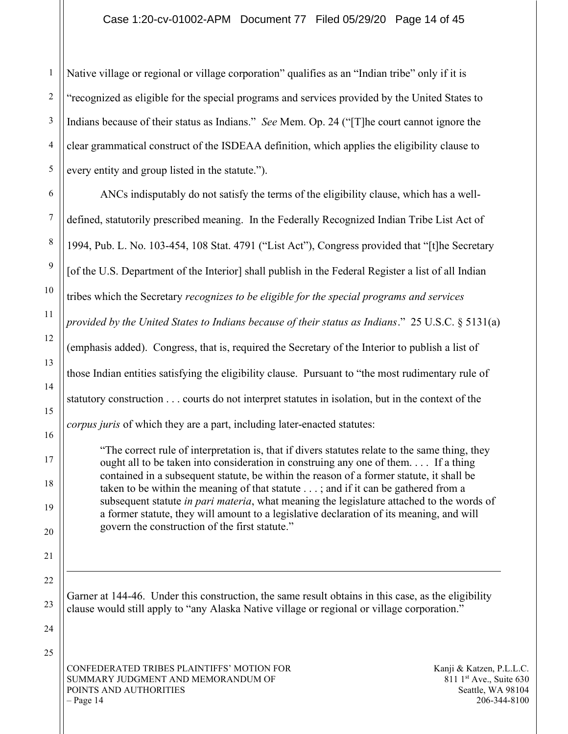Native village or regional or village corporation" qualifies as an "Indian tribe" only if it is "recognized as eligible for the special programs and services provided by the United States to Indians because of their status as Indians." *See* Mem. Op. 24 ("[T]he court cannot ignore the clear grammatical construct of the ISDEAA definition, which applies the eligibility clause to every entity and group listed in the statute.").

ANCs indisputably do not satisfy the terms of the eligibility clause, which has a well-defined, statutorily prescribed meaning. In the Federally Recognized Indian Tribe List Act of 1994, Pub. L. No. 103-454, 108 Stat. 4791 ("List Act"), Congress provided that "[t]he Secretary [of the U.S. Department of the Interior] shall publish in the Federal Register a list of all Indian tribes which the Secretary *recognizes to be eligible for the special programs and services provided by the United States to Indians because of their status as Indians*." 25 U.S.C. § 5131(a) (emphasis added). Congress, that is, required the Secretary of the Interior to publish a list of those Indian entities satisfying the eligibility clause. Pursuant to "the most rudimentary rule of statutory construction . . . courts do not interpret statutes in isolation, but in the context of the *corpus juris* of which they are a part, including later-enacted statutes:

> "The correct rule of interpretation is, that if divers statutes relate to the same thing, they ought all to be taken into consideration in construing any one of them. . . . If a thing contained in a subsequent statute, be within the reason of a former statute, it shall be taken to be within the meaning of that statute . . . ; and if it can be gathered from a subsequent statute *in pari materia*, what meaning the legislature attached to the words of a former statute, they will amount to a legislative declaration of its meaning, and will govern the construction of the first statute."

---

Garner at 144-46. Under this construction, the same result obtains in this case, as the eligibility clause would still apply to "any Alaska Native village or regional or village corporation."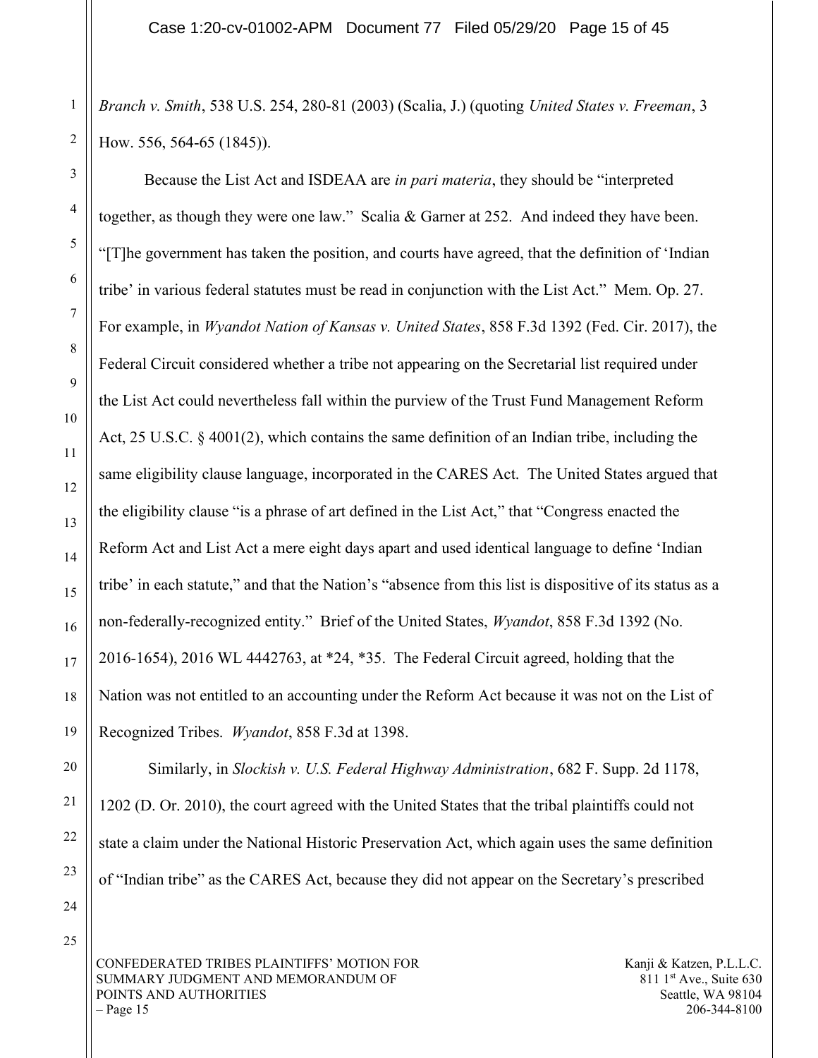*Branch v. Smith*, 538 U.S. 254, 280-81 (2003) (Scalia, J.) (quoting *United States v. Freeman*, 3 How. 556, 564-65 (1845)).

Because the List Act and ISDEAA are *in pari materia*, they should be "interpreted together, as though they were one law." Scalia & Garner at 252. And indeed they have been. "[T]he government has taken the position, and courts have agreed, that the definition of 'Indian tribe' in various federal statutes must be read in conjunction with the List Act." Mem. Op. 27. For example, in *Wyandot Nation of Kansas v. United States*, 858 F.3d 1392 (Fed. Cir. 2017), the Federal Circuit considered whether a tribe not appearing on the Secretarial list required under the List Act could nevertheless fall within the purview of the Trust Fund Management Reform Act, 25 U.S.C. § 4001(2), which contains the same definition of an Indian tribe, including the same eligibility clause language, incorporated in the CARES Act. The United States argued that the eligibility clause "is a phrase of art defined in the List Act," that "Congress enacted the Reform Act and List Act a mere eight days apart and used identical language to define 'Indian tribe' in each statute," and that the Nation's "absence from this list is dispositive of its status as a non-federally-recognized entity." Brief of the United States, *Wyandot*, 858 F.3d 1392 (No. 2016-1654), 2016 WL 4442763, at *24, *35. The Federal Circuit agreed, holding that the Nation was not entitled to an accounting under the Reform Act because it was not on the List of Recognized Tribes. *Wyandot*, 858 F.3d at 1398.

Similarly, in *Slockish v. U.S. Federal Highway Administration*, 682 F. Supp. 2d 1178, 1202 (D. Or. 2010), the court agreed with the United States that the tribal plaintiffs could not state a claim under the National Historic Preservation Act, which again uses the same definition of "Indian tribe" as the CARES Act, because they did not appear on the Secretary's prescribed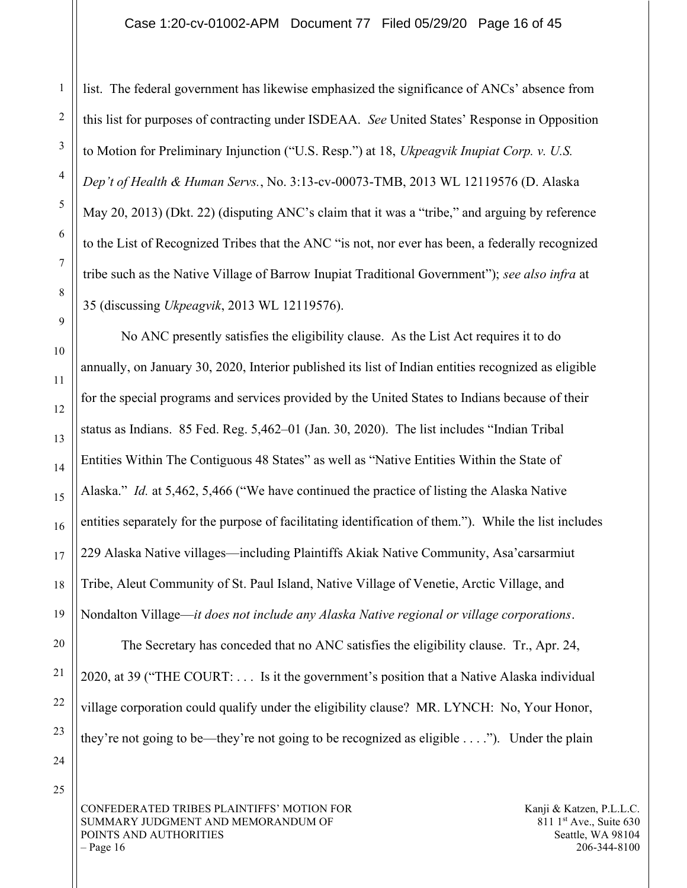list. The federal government has likewise emphasized the significance of ANCs' absence from this list for purposes of contracting under ISDEAA. *See* United States' Response in Opposition to Motion for Preliminary Injunction ("U.S. Resp.") at 18, *Ukpeagvik Inupiat Corp. v. U.S. Dep't of Health & Human Servs.*, No. 3:13-cv-00073-TMB, 2013 WL 12119576 (D. Alaska May 20, 2013) (Dkt. 22) (disputing ANC's claim that it was a "tribe," and arguing by reference to the List of Recognized Tribes that the ANC "is not, nor ever has been, a federally recognized tribe such as the Native Village of Barrow Inupiat Traditional Government"); *see also infra* at 35 (discussing *Ukpeagvik*, 2013 WL 12119576).

No ANC presently satisfies the eligibility clause. As the List Act requires it to do annually, on January 30, 2020, Interior published its list of Indian entities recognized as eligible for the special programs and services provided by the United States to Indians because of their status as Indians. 85 Fed. Reg. 5,462–01 (Jan. 30, 2020). The list includes "Indian Tribal Entities Within The Contiguous 48 States" as well as "Native Entities Within the State of Alaska." *Id.* at 5,462, 5,466 ("We have continued the practice of listing the Alaska Native entities separately for the purpose of facilitating identification of them."). While the list includes 229 Alaska Native villages—including Plaintiffs Akiak Native Community, Asa'carsarmiut Tribe, Aleut Community of St. Paul Island, Native Village of Venetie, Arctic Village, and Nondalton Village—*it does not include any Alaska Native regional or village corporations*.

The Secretary has conceded that no ANC satisfies the eligibility clause. Tr., Apr. 24, 2020, at 39 ("THE COURT: . . . Is it the government's position that a Native Alaska individual village corporation could qualify under the eligibility clause? MR. LYNCH: No, Your Honor, they're not going to be—they're not going to be recognized as eligible . . . ."). Under the plain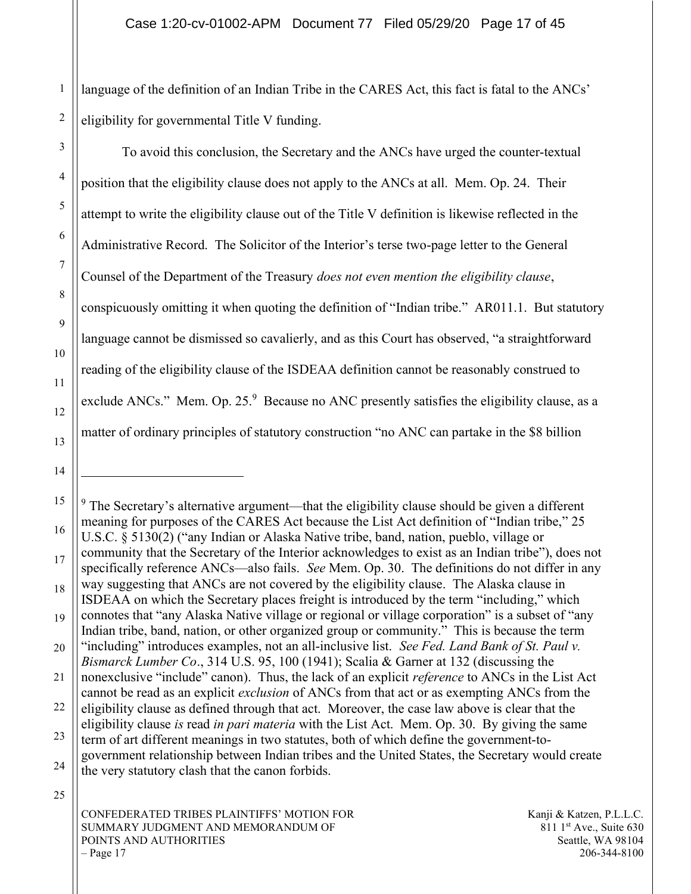language of the definition of an Indian Tribe in the CARES Act, this fact is fatal to the ANCs' eligibility for governmental Title V funding.

To avoid this conclusion, the Secretary and the ANCs have urged the counter-textual position that the eligibility clause does not apply to the ANCs at all. Mem. Op. 24. Their attempt to write the eligibility clause out of the Title V definition is likewise reflected in the Administrative Record. The Solicitor of the Interior's terse two-page letter to the General Counsel of the Department of the Treasury *does not even mention the eligibility clause*, conspicuously omitting it when quoting the definition of "Indian tribe." AR011.1. But statutory language cannot be dismissed so cavalierly, and as this Court has observed, "a straightforward reading of the eligibility clause of the ISDEAA definition cannot be reasonably construed to exclude ANCs." Mem. Op. 25.[9] Because no ANC presently satisfies the eligibility clause, as a matter of ordinary principles of statutory construction "no ANC can partake in the $8 billion

---

[9] The Secretary's alternative argument—that the eligibility clause should be given a different meaning for purposes of the CARES Act because the List Act definition of "Indian tribe," 25 U.S.C. § 5130(2) ("any Indian or Alaska Native tribe, band, nation, pueblo, village or community that the Secretary of the Interior acknowledges to exist as an Indian tribe"), does not specifically reference ANCs—also fails. *See* Mem. Op. 30. The definitions do not differ in any way suggesting that ANCs are not covered by the eligibility clause. The Alaska clause in ISDEAA on which the Secretary places freight is introduced by the term "including," which connotes that "any Alaska Native village or regional or village corporation" is a subset of "any Indian tribe, band, nation, or other organized group or community." This is because the term "including" introduces examples, not an all-inclusive list. *See Fed. Land Bank of St. Paul v. Bismarck Lumber Co*., 314 U.S. 95, 100 (1941); Scalia & Garner at 132 (discussing the nonexclusive "include" canon). Thus, the lack of an explicit *reference* to ANCs in the List Act cannot be read as an explicit *exclusion* of ANCs from that act or as exempting ANCs from the eligibility clause as defined through that act. Moreover, the case law above is clear that the eligibility clause *is* read *in pari materia* with the List Act. Mem. Op. 30. By giving the same term of art different meanings in two statutes, both of which define the government-to-government relationship between Indian tribes and the United States, the Secretary would create the very statutory clash that the canon forbids.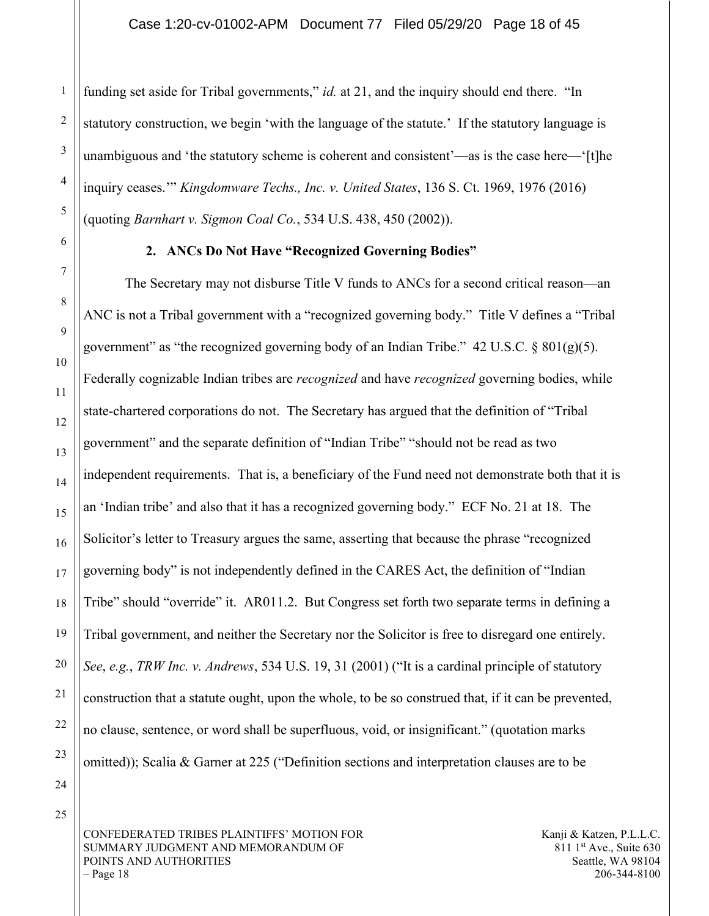funding set aside for Tribal governments," *id.* at 21, and the inquiry should end there. "In statutory construction, we begin 'with the language of the statute.' If the statutory language is unambiguous and 'the statutory scheme is coherent and consistent'—as is the case here—'[t]he inquiry ceases.'" *Kingdomware Techs., Inc. v. United States*, 136 S. Ct. 1969, 1976 (2016) (quoting *Barnhart v. Sigmon Coal Co.*, 534 U.S. 438, 450 (2002)).

**2. ANCs Do Not Have "Recognized Governing Bodies"**

The Secretary may not disburse Title V funds to ANCs for a second critical reason—an ANC is not a Tribal government with a "recognized governing body." Title V defines a "Tribal government" as "the recognized governing body of an Indian Tribe." 42 U.S.C. § 801(g)(5). Federally cognizable Indian tribes are *recognized* and have *recognized* governing bodies, while state-chartered corporations do not. The Secretary has argued that the definition of "Tribal government" and the separate definition of "Indian Tribe" "should not be read as two independent requirements. That is, a beneficiary of the Fund need not demonstrate both that it is an 'Indian tribe' and also that it has a recognized governing body." ECF No. 21 at 18. The Solicitor's letter to Treasury argues the same, asserting that because the phrase "recognized governing body" is not independently defined in the CARES Act, the definition of "Indian Tribe" should "override" it. AR011.2. But Congress set forth two separate terms in defining a Tribal government, and neither the Secretary nor the Solicitor is free to disregard one entirely. *See*, *e.g.*, *TRW Inc. v. Andrews*, 534 U.S. 19, 31 (2001) ("It is a cardinal principle of statutory construction that a statute ought, upon the whole, to be so construed that, if it can be prevented, no clause, sentence, or word shall be superfluous, void, or insignificant." (quotation marks omitted)); Scalia & Garner at 225 ("Definition sections and interpretation clauses are to be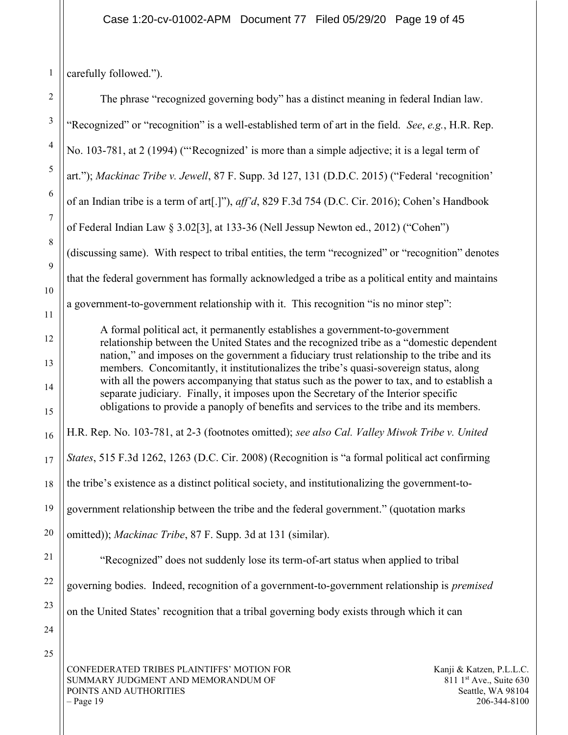carefully followed.").

The phrase "recognized governing body" has a distinct meaning in federal Indian law. "Recognized" or "recognition" is a well-established term of art in the field. *See*, *e.g.*, H.R. Rep. No. 103-781, at 2 (1994) ("'Recognized' is more than a simple adjective; it is a legal term of art."); *Mackinac Tribe v. Jewell*, 87 F. Supp. 3d 127, 131 (D.D.C. 2015) ("Federal 'recognition' of an Indian tribe is a term of art[.]"), *aff'd*, 829 F.3d 754 (D.C. Cir. 2016); Cohen's Handbook of Federal Indian Law § 3.02[3], at 133-36 (Nell Jessup Newton ed., 2012) ("Cohen") (discussing same). With respect to tribal entities, the term "recognized" or "recognition" denotes that the federal government has formally acknowledged a tribe as a political entity and maintains a government-to-government relationship with it. This recognition "is no minor step":

> A formal political act, it permanently establishes a government-to-government relationship between the United States and the recognized tribe as a "domestic dependent nation," and imposes on the government a fiduciary trust relationship to the tribe and its members. Concomitantly, it institutionalizes the tribe's quasi-sovereign status, along with all the powers accompanying that status such as the power to tax, and to establish a separate judiciary. Finally, it imposes upon the Secretary of the Interior specific obligations to provide a panoply of benefits and services to the tribe and its members.

H.R. Rep. No. 103-781, at 2-3 (footnotes omitted); *see also Cal. Valley Miwok Tribe v. United States*, 515 F.3d 1262, 1263 (D.C. Cir. 2008) (Recognition is "a formal political act confirming the tribe's existence as a distinct political society, and institutionalizing the government-to-government relationship between the tribe and the federal government." (quotation marks omitted)); *Mackinac Tribe*, 87 F. Supp. 3d at 131 (similar).

"Recognized" does not suddenly lose its term-of-art status when applied to tribal governing bodies. Indeed, recognition of a government-to-government relationship is *premised* on the United States' recognition that a tribal governing body exists through which it can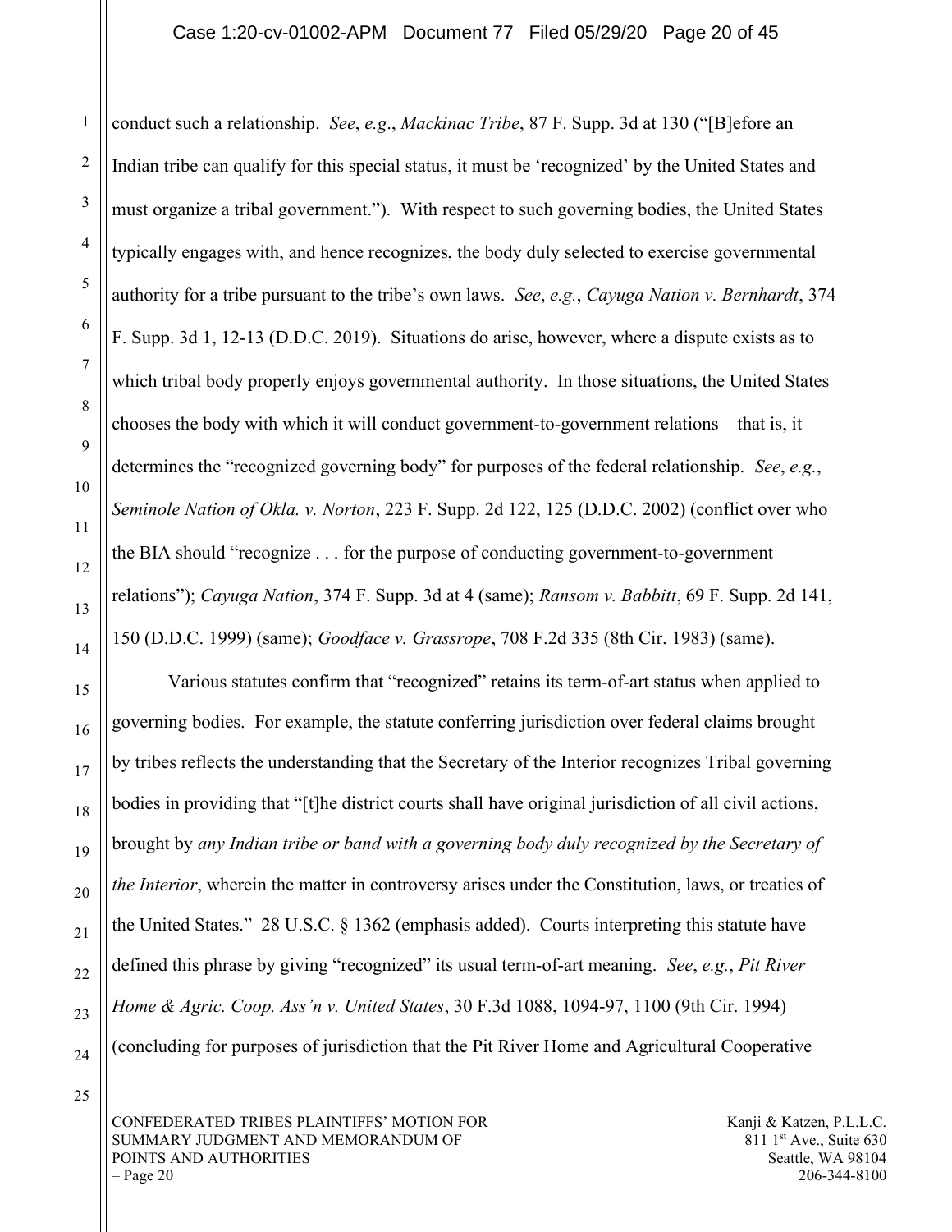conduct such a relationship. *See*, *e.g*., *Mackinac Tribe*, 87 F. Supp. 3d at 130 ("[B]efore an Indian tribe can qualify for this special status, it must be 'recognized' by the United States and must organize a tribal government."). With respect to such governing bodies, the United States typically engages with, and hence recognizes, the body duly selected to exercise governmental authority for a tribe pursuant to the tribe's own laws. *See*, *e.g.*, *Cayuga Nation v. Bernhardt*, 374 F. Supp. 3d 1, 12-13 (D.D.C. 2019). Situations do arise, however, where a dispute exists as to which tribal body properly enjoys governmental authority. In those situations, the United States chooses the body with which it will conduct government-to-government relations—that is, it determines the "recognized governing body" for purposes of the federal relationship. *See*, *e.g.*, *Seminole Nation of Okla. v. Norton*, 223 F. Supp. 2d 122, 125 (D.D.C. 2002) (conflict over who the BIA should "recognize . . . for the purpose of conducting government-to-government relations"); *Cayuga Nation*, 374 F. Supp. 3d at 4 (same); *Ransom v. Babbitt*, 69 F. Supp. 2d 141, 150 (D.D.C. 1999) (same); *Goodface v. Grassrope*, 708 F.2d 335 (8th Cir. 1983) (same).

Various statutes confirm that "recognized" retains its term-of-art status when applied to governing bodies. For example, the statute conferring jurisdiction over federal claims brought by tribes reflects the understanding that the Secretary of the Interior recognizes Tribal governing bodies in providing that "[t]he district courts shall have original jurisdiction of all civil actions, brought by *any Indian tribe or band with a governing body duly recognized by the Secretary of the Interior*, wherein the matter in controversy arises under the Constitution, laws, or treaties of the United States." 28 U.S.C. § 1362 (emphasis added). Courts interpreting this statute have defined this phrase by giving "recognized" its usual term-of-art meaning. *See*, *e.g.*, *Pit River Home & Agric. Coop. Ass'n v. United States*, 30 F.3d 1088, 1094-97, 1100 (9th Cir. 1994) (concluding for purposes of jurisdiction that the Pit River Home and Agricultural Cooperative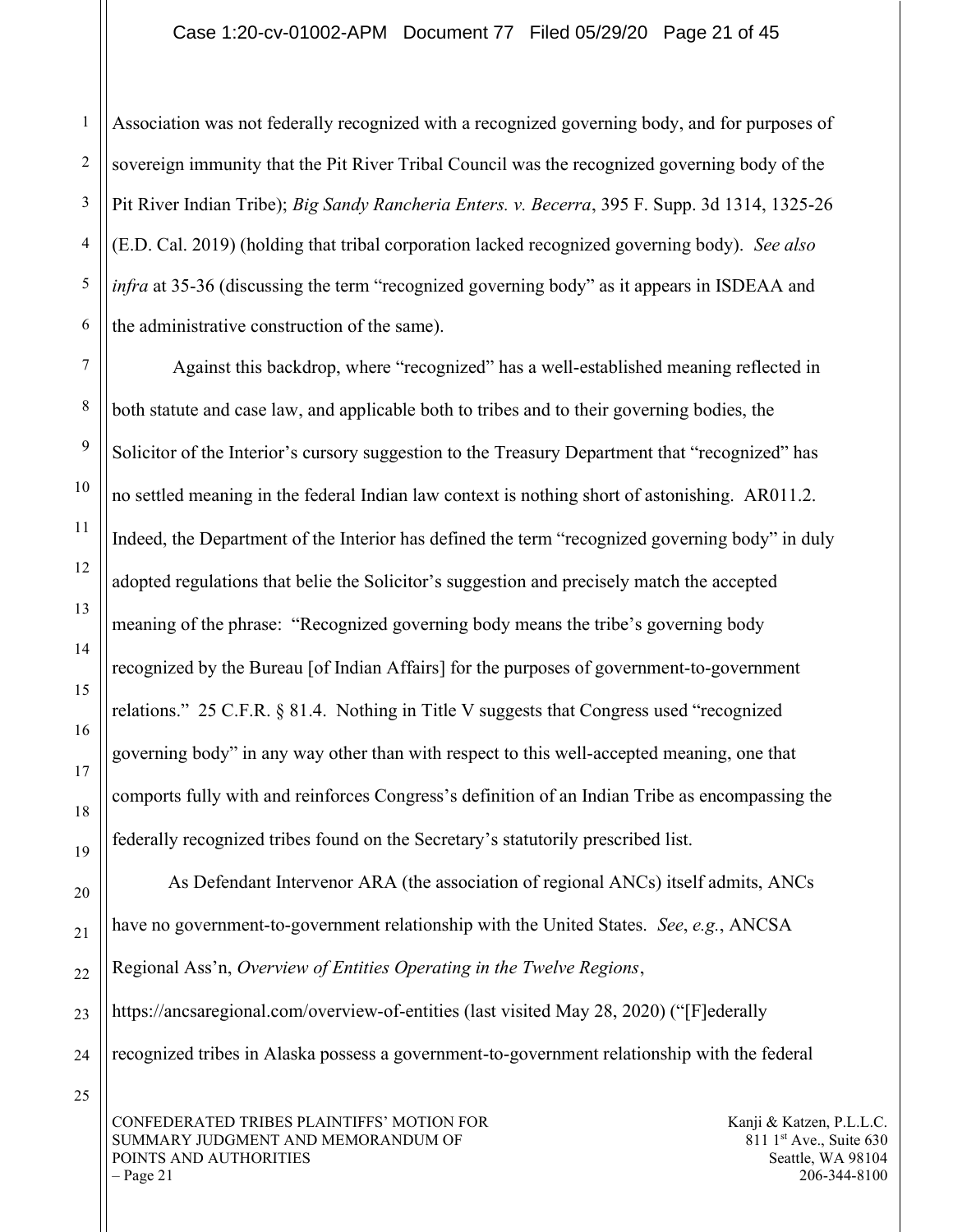Association was not federally recognized with a recognized governing body, and for purposes of sovereign immunity that the Pit River Tribal Council was the recognized governing body of the Pit River Indian Tribe); *Big Sandy Rancheria Enters. v. Becerra*, 395 F. Supp. 3d 1314, 1325-26 (E.D. Cal. 2019) (holding that tribal corporation lacked recognized governing body). *See also infra* at 35-36 (discussing the term "recognized governing body" as it appears in ISDEAA and the administrative construction of the same).

Against this backdrop, where "recognized" has a well-established meaning reflected in both statute and case law, and applicable both to tribes and to their governing bodies, the Solicitor of the Interior's cursory suggestion to the Treasury Department that "recognized" has no settled meaning in the federal Indian law context is nothing short of astonishing. AR011.2. Indeed, the Department of the Interior has defined the term "recognized governing body" in duly adopted regulations that belie the Solicitor's suggestion and precisely match the accepted meaning of the phrase: "Recognized governing body means the tribe's governing body recognized by the Bureau [of Indian Affairs] for the purposes of government-to-government relations." 25 C.F.R. § 81.4. Nothing in Title V suggests that Congress used "recognized governing body" in any way other than with respect to this well-accepted meaning, one that comports fully with and reinforces Congress's definition of an Indian Tribe as encompassing the federally recognized tribes found on the Secretary's statutorily prescribed list.

As Defendant Intervenor ARA (the association of regional ANCs) itself admits, ANCs have no government-to-government relationship with the United States. *See*, *e.g.*, ANCSA Regional Ass'n, *Overview of Entities Operating in the Twelve Regions*, https://ancsaregional.com/overview-of-entities (last visited May 28, 2020) ("[F]ederally recognized tribes in Alaska possess a government-to-government relationship with the federal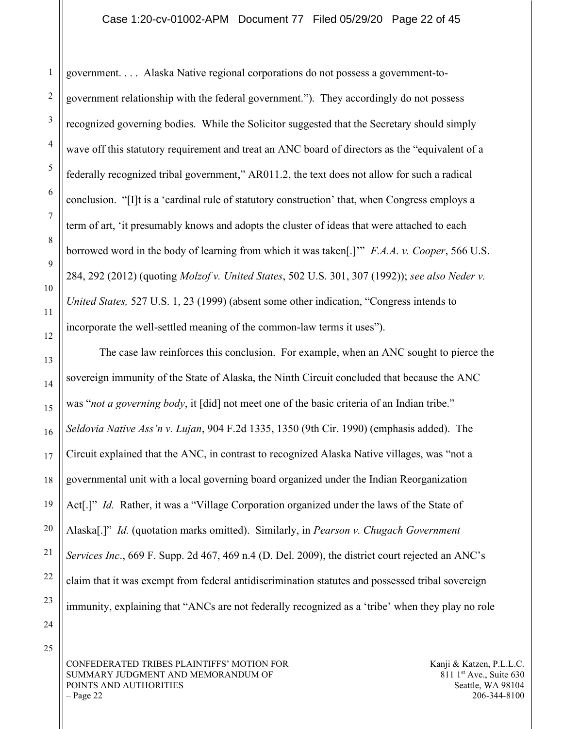government. . . . Alaska Native regional corporations do not possess a government-to-government relationship with the federal government."). They accordingly do not possess recognized governing bodies. While the Solicitor suggested that the Secretary should simply wave off this statutory requirement and treat an ANC board of directors as the "equivalent of a federally recognized tribal government," AR011.2, the text does not allow for such a radical conclusion. "[I]t is a 'cardinal rule of statutory construction' that, when Congress employs a term of art, 'it presumably knows and adopts the cluster of ideas that were attached to each borrowed word in the body of learning from which it was taken[.]'" *F.A.A. v. Cooper*, 566 U.S. 284, 292 (2012) (quoting *Molzof v. United States*, 502 U.S. 301, 307 (1992)); *see also Neder v. United States,* 527 U.S. 1, 23 (1999) (absent some other indication, "Congress intends to incorporate the well-settled meaning of the common-law terms it uses").

The case law reinforces this conclusion. For example, when an ANC sought to pierce the sovereign immunity of the State of Alaska, the Ninth Circuit concluded that because the ANC was "*not a governing body*, it [did] not meet one of the basic criteria of an Indian tribe." *Seldovia Native Ass'n v. Lujan*, 904 F.2d 1335, 1350 (9th Cir. 1990) (emphasis added). The Circuit explained that the ANC, in contrast to recognized Alaska Native villages, was "not a governmental unit with a local governing board organized under the Indian Reorganization Act[.]" *Id.* Rather, it was a "Village Corporation organized under the laws of the State of Alaska[.]" *Id.* (quotation marks omitted). Similarly, in *Pearson v. Chugach Government Services Inc*., 669 F. Supp. 2d 467, 469 n.4 (D. Del. 2009), the district court rejected an ANC's claim that it was exempt from federal antidiscrimination statutes and possessed tribal sovereign immunity, explaining that "ANCs are not federally recognized as a 'tribe' when they play no role

CONFEDERATED TRIBES PLAINTIFFS' MOTION FOR SUMMARY JUDGMENT AND MEMORANDUM OF POINTS AND AUTHORITIES
– Page 22

Kanji & Katzen, P.L.L.C.
811 1st Ave., Suite 630
Seattle, WA 98104
206-344-8100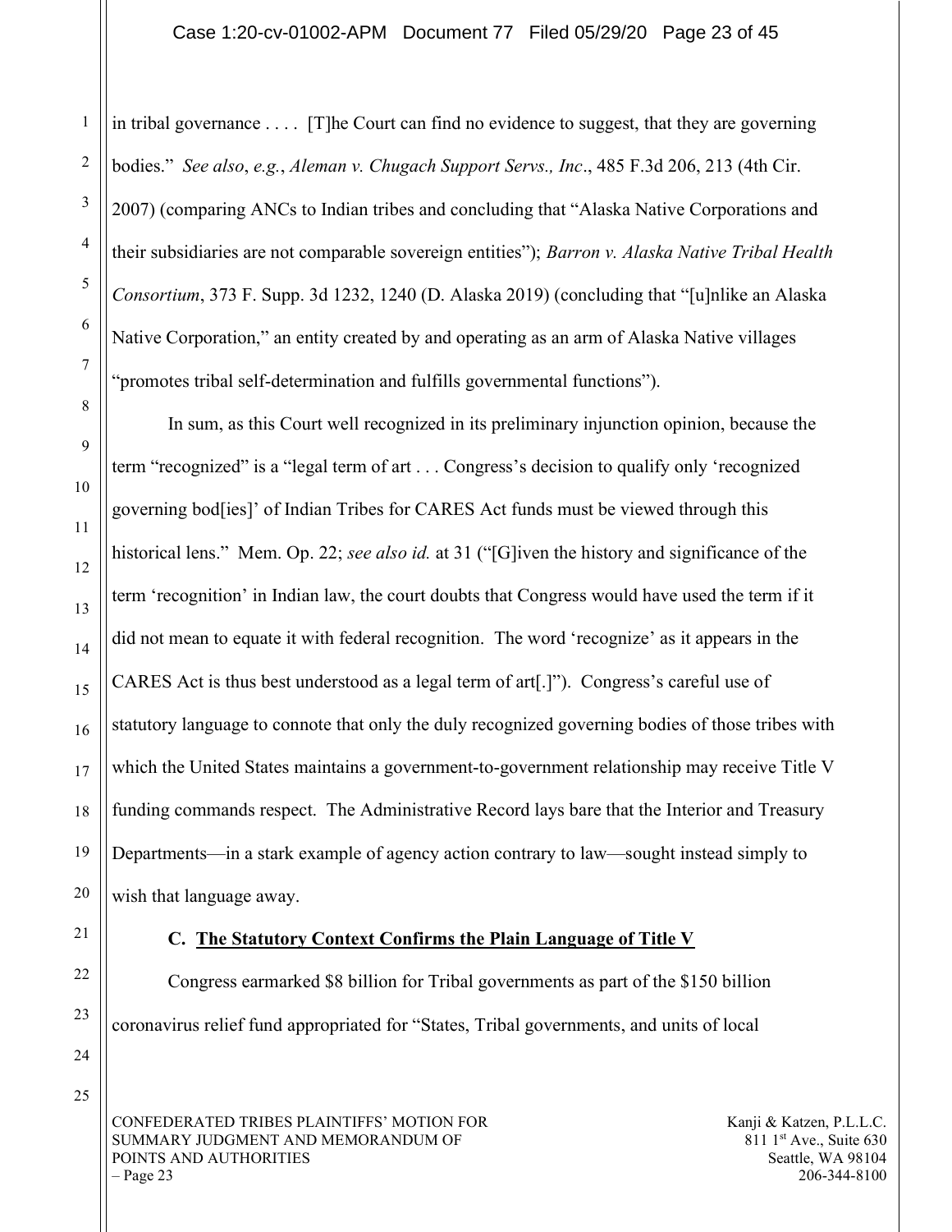in tribal governance . . . . [T]he Court can find no evidence to suggest, that they are governing bodies." *See also*, *e.g.*, *Aleman v. Chugach Support Servs., Inc*., 485 F.3d 206, 213 (4th Cir. 2007) (comparing ANCs to Indian tribes and concluding that "Alaska Native Corporations and their subsidiaries are not comparable sovereign entities"); *Barron v. Alaska Native Tribal Health Consortium*, 373 F. Supp. 3d 1232, 1240 (D. Alaska 2019) (concluding that "[u]nlike an Alaska Native Corporation," an entity created by and operating as an arm of Alaska Native villages "promotes tribal self-determination and fulfills governmental functions").

In sum, as this Court well recognized in its preliminary injunction opinion, because the term "recognized" is a "legal term of art . . . Congress's decision to qualify only 'recognized governing bod[ies]' of Indian Tribes for CARES Act funds must be viewed through this historical lens." Mem. Op. 22; *see also id.* at 31 ("[G]iven the history and significance of the term 'recognition' in Indian law, the court doubts that Congress would have used the term if it did not mean to equate it with federal recognition. The word 'recognize' as it appears in the CARES Act is thus best understood as a legal term of art[.]"). Congress's careful use of statutory language to connote that only the duly recognized governing bodies of those tribes with which the United States maintains a government-to-government relationship may receive Title V funding commands respect. The Administrative Record lays bare that the Interior and Treasury Departments—in a stark example of agency action contrary to law—sought instead simply to wish that language away.

### C. The Statutory Context Confirms the Plain Language of Title V

Congress earmarked $8 billion for Tribal governments as part of the $150 billion coronavirus relief fund appropriated for "States, Tribal governments, and units of local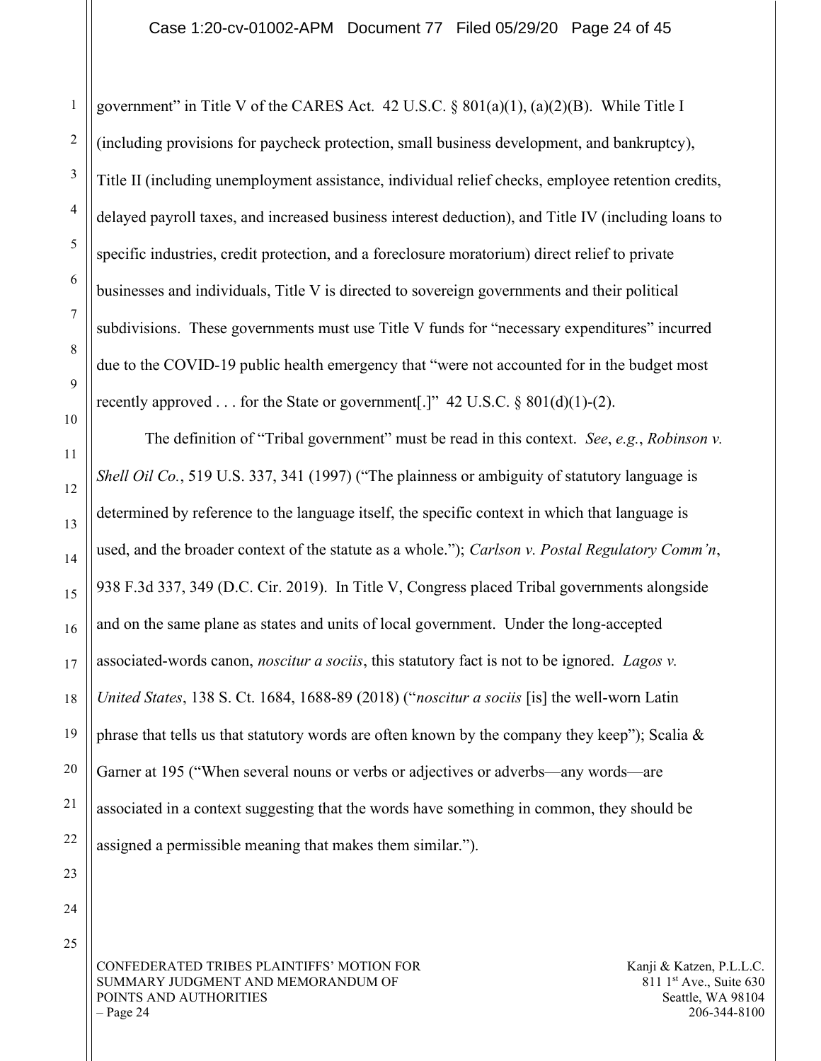government" in Title V of the CARES Act. 42 U.S.C. § 801(a)(1), (a)(2)(B). While Title I (including provisions for paycheck protection, small business development, and bankruptcy), Title II (including unemployment assistance, individual relief checks, employee retention credits, delayed payroll taxes, and increased business interest deduction), and Title IV (including loans to specific industries, credit protection, and a foreclosure moratorium) direct relief to private businesses and individuals, Title V is directed to sovereign governments and their political subdivisions. These governments must use Title V funds for "necessary expenditures" incurred due to the COVID-19 public health emergency that "were not accounted for in the budget most recently approved . . . for the State or government[.]" 42 U.S.C. § 801(d)(1)-(2).

The definition of "Tribal government" must be read in this context. *See*, *e.g.*, *Robinson v. Shell Oil Co.*, 519 U.S. 337, 341 (1997) ("The plainness or ambiguity of statutory language is determined by reference to the language itself, the specific context in which that language is used, and the broader context of the statute as a whole."); *Carlson v. Postal Regulatory Comm'n*, 938 F.3d 337, 349 (D.C. Cir. 2019). In Title V, Congress placed Tribal governments alongside and on the same plane as states and units of local government. Under the long-accepted associated-words canon, *noscitur a sociis*, this statutory fact is not to be ignored. *Lagos v. United States*, 138 S. Ct. 1684, 1688-89 (2018) ("*noscitur a sociis* [is] the well-worn Latin phrase that tells us that statutory words are often known by the company they keep"); Scalia & Garner at 195 ("When several nouns or verbs or adjectives or adverbs—any words—are associated in a context suggesting that the words have something in common, they should be assigned a permissible meaning that makes them similar.").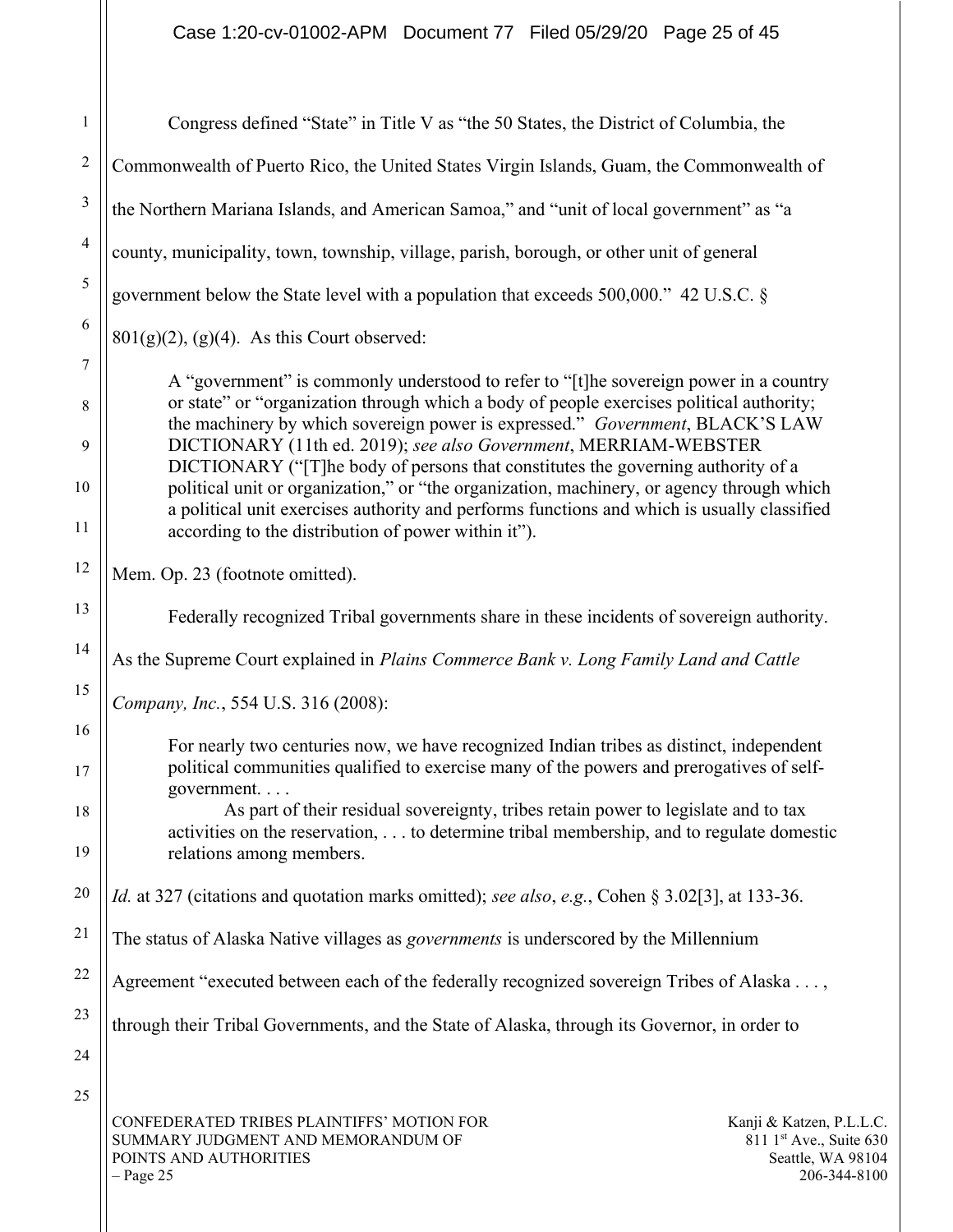Congress defined "State" in Title V as "the 50 States, the District of Columbia, the Commonwealth of Puerto Rico, the United States Virgin Islands, Guam, the Commonwealth of the Northern Mariana Islands, and American Samoa," and "unit of local government" as "a county, municipality, town, township, village, parish, borough, or other unit of general government below the State level with a population that exceeds 500,000." 42 U.S.C. § 801(g)(2), (g)(4). As this Court observed:

> A "government" is commonly understood to refer to "[t]he sovereign power in a country or state" or "organization through which a body of people exercises political authority; the machinery by which sovereign power is expressed." *Government*, BLACK'S LAW DICTIONARY (11th ed. 2019); *see also Government*, MERRIAM-WEBSTER DICTIONARY ("[T]he body of persons that constitutes the governing authority of a political unit or organization," or "the organization, machinery, or agency through which a political unit exercises authority and performs functions and which is usually classified according to the distribution of power within it").

Mem. Op. 23 (footnote omitted).

Federally recognized Tribal governments share in these incidents of sovereign authority. As the Supreme Court explained in *Plains Commerce Bank v. Long Family Land and Cattle Company, Inc.*, 554 U.S. 316 (2008):

> For nearly two centuries now, we have recognized Indian tribes as distinct, independent political communities qualified to exercise many of the powers and prerogatives of self-government. . . .
>
> As part of their residual sovereignty, tribes retain power to legislate and to tax activities on the reservation, . . . to determine tribal membership, and to regulate domestic relations among members.

*Id.* at 327 (citations and quotation marks omitted); *see also*, *e.g.*, Cohen § 3.02[3], at 133-36. The status of Alaska Native villages as *governments* is underscored by the Millennium Agreement "executed between each of the federally recognized sovereign Tribes of Alaska . . . , through their Tribal Governments, and the State of Alaska, through its Governor, in order to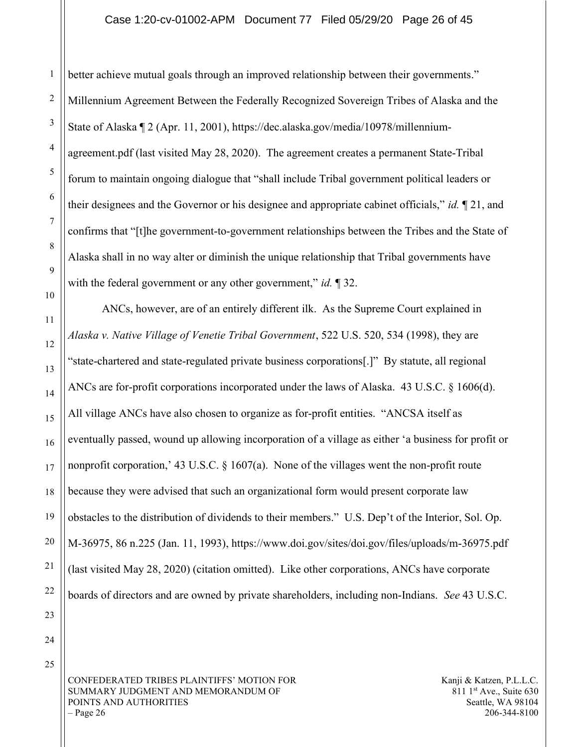better achieve mutual goals through an improved relationship between their governments." Millennium Agreement Between the Federally Recognized Sovereign Tribes of Alaska and the State of Alaska ¶ 2 (Apr. 11, 2001), https://dec.alaska.gov/media/10978/millennium-agreement.pdf (last visited May 28, 2020). The agreement creates a permanent State-Tribal forum to maintain ongoing dialogue that "shall include Tribal government political leaders or their designees and the Governor or his designee and appropriate cabinet officials," *id.* ¶ 21, and confirms that "[t]he government-to-government relationships between the Tribes and the State of Alaska shall in no way alter or diminish the unique relationship that Tribal governments have with the federal government or any other government," *id.* ¶ 32.

ANCs, however, are of an entirely different ilk. As the Supreme Court explained in *Alaska v. Native Village of Venetie Tribal Government*, 522 U.S. 520, 534 (1998), they are "state-chartered and state-regulated private business corporations[.]" By statute, all regional ANCs are for-profit corporations incorporated under the laws of Alaska. 43 U.S.C. § 1606(d). All village ANCs have also chosen to organize as for-profit entities. "ANCSA itself as eventually passed, wound up allowing incorporation of a village as either 'a business for profit or nonprofit corporation,' 43 U.S.C. § 1607(a). None of the villages went the non-profit route because they were advised that such an organizational form would present corporate law obstacles to the distribution of dividends to their members." U.S. Dep't of the Interior, Sol. Op. M-36975, 86 n.225 (Jan. 11, 1993), https://www.doi.gov/sites/doi.gov/files/uploads/m-36975.pdf (last visited May 28, 2020) (citation omitted). Like other corporations, ANCs have corporate boards of directors and are owned by private shareholders, including non-Indians. *See* 43 U.S.C.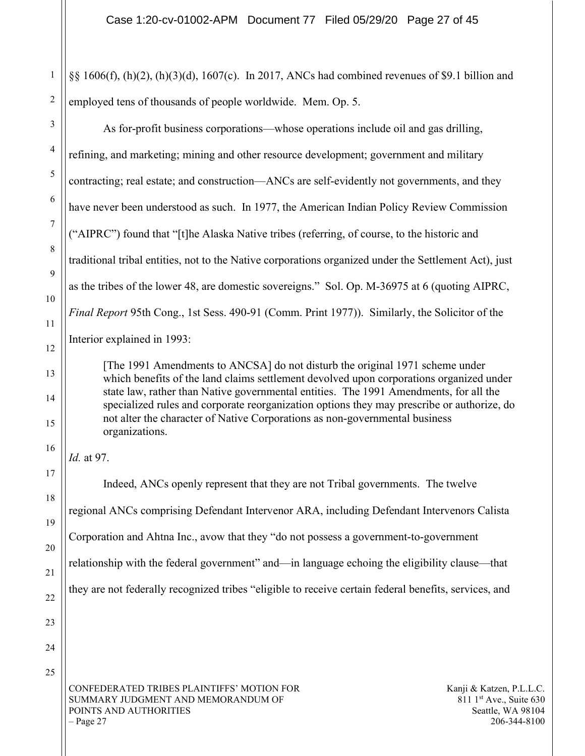§§ 1606(f), (h)(2), (h)(3)(d), 1607(c). In 2017, ANCs had combined revenues of $9.1 billion and employed tens of thousands of people worldwide. Mem. Op. 5.

As for-profit business corporations—whose operations include oil and gas drilling, refining, and marketing; mining and other resource development; government and military contracting; real estate; and construction—ANCs are self-evidently not governments, and they have never been understood as such. In 1977, the American Indian Policy Review Commission ("AIPRC") found that "[t]he Alaska Native tribes (referring, of course, to the historic and traditional tribal entities, not to the Native corporations organized under the Settlement Act), just as the tribes of the lower 48, are domestic sovereigns." Sol. Op. M-36975 at 6 (quoting AIPRC, *Final Report* 95th Cong., 1st Sess. 490-91 (Comm. Print 1977)). Similarly, the Solicitor of the Interior explained in 1993:

> [The 1991 Amendments to ANCSA] do not disturb the original 1971 scheme under which benefits of the land claims settlement devolved upon corporations organized under state law, rather than Native governmental entities. The 1991 Amendments, for all the specialized rules and corporate reorganization options they may prescribe or authorize, do not alter the character of Native Corporations as non-governmental business organizations.

*Id.* at 97.

Indeed, ANCs openly represent that they are not Tribal governments. The twelve regional ANCs comprising Defendant Intervenor ARA, including Defendant Intervenors Calista Corporation and Ahtna Inc., avow that they "do not possess a government-to-government relationship with the federal government" and—in language echoing the eligibility clause—that they are not federally recognized tribes "eligible to receive certain federal benefits, services, and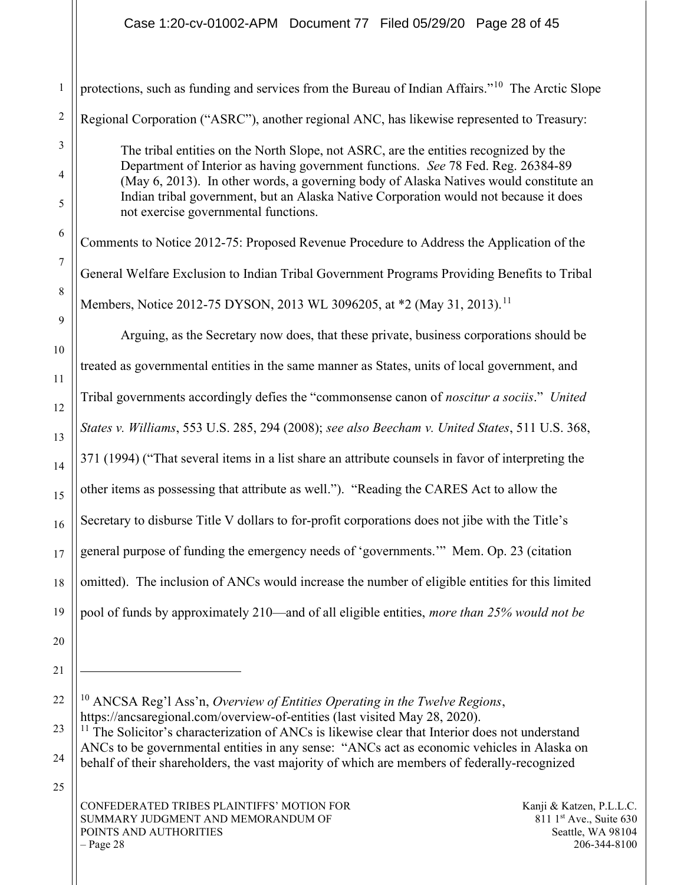protections, such as funding and services from the Bureau of Indian Affairs."[10] The Arctic Slope Regional Corporation ("ASRC"), another regional ANC, has likewise represented to Treasury:

> The tribal entities on the North Slope, not ASRC, are the entities recognized by the Department of Interior as having government functions. *See* 78 Fed. Reg. 26384-89 (May 6, 2013). In other words, a governing body of Alaska Natives would constitute an Indian tribal government, but an Alaska Native Corporation would not because it does not exercise governmental functions.

Comments to Notice 2012-75: Proposed Revenue Procedure to Address the Application of the General Welfare Exclusion to Indian Tribal Government Programs Providing Benefits to Tribal Members, Notice 2012-75 DYSON, 2013 WL 3096205, at *2 (May 31, 2013).[11]

Arguing, as the Secretary now does, that these private, business corporations should be treated as governmental entities in the same manner as States, units of local government, and Tribal governments accordingly defies the "commonsense canon of *noscitur a sociis*." *United States v. Williams*, 553 U.S. 285, 294 (2008); *see also Beecham v. United States*, 511 U.S. 368, 371 (1994) ("That several items in a list share an attribute counsels in favor of interpreting the other items as possessing that attribute as well."). "Reading the CARES Act to allow the Secretary to disburse Title V dollars to for-profit corporations does not jibe with the Title's general purpose of funding the emergency needs of 'governments.'" Mem. Op. 23 (citation omitted). The inclusion of ANCs would increase the number of eligible entities for this limited pool of funds by approximately 210—and of all eligible entities, *more than 25% would not be*

---

[10] ANCSA Reg'l Ass'n, *Overview of Entities Operating in the Twelve Regions*, https://ancsaregional.com/overview-of-entities (last visited May 28, 2020).

[11] The Solicitor's characterization of ANCs is likewise clear that Interior does not understand ANCs to be governmental entities in any sense: "ANCs act as economic vehicles in Alaska on behalf of their shareholders, the vast majority of which are members of federally-recognized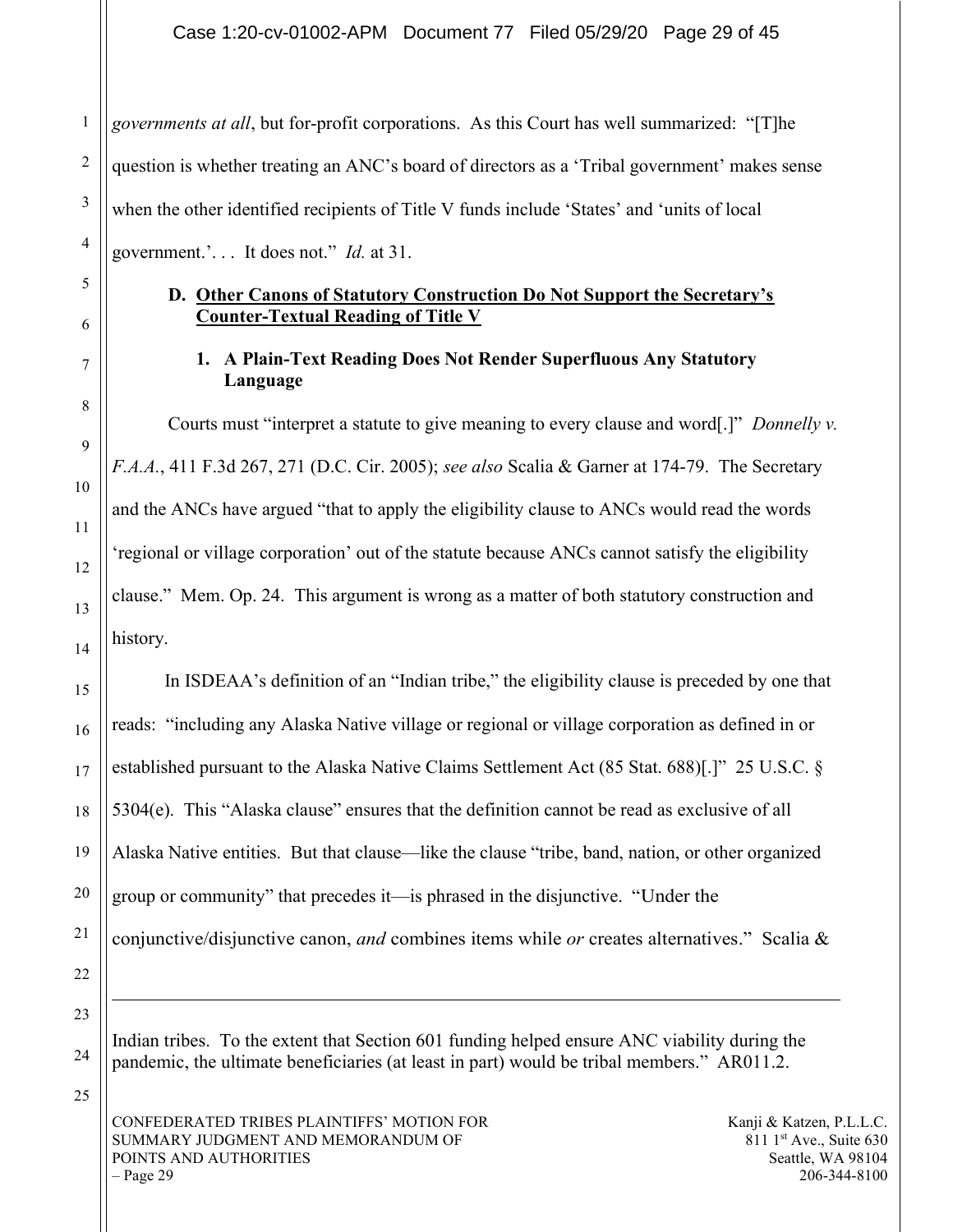*governments at all*, but for-profit corporations. As this Court has well summarized: "[T]he question is whether treating an ANC's board of directors as a 'Tribal government' makes sense when the other identified recipients of Title V funds include 'States' and 'units of local government.'. . . It does not." *Id.* at 31.

### D. <u>Other Canons of Statutory Construction Do Not Support the Secretary's Counter-Textual Reading of Title V</u>

#### 1. A Plain-Text Reading Does Not Render Superfluous Any Statutory Language

Courts must "interpret a statute to give meaning to every clause and word[.]" *Donnelly v. F.A.A.*, 411 F.3d 267, 271 (D.C. Cir. 2005); *see also* Scalia & Garner at 174-79. The Secretary and the ANCs have argued "that to apply the eligibility clause to ANCs would read the words 'regional or village corporation' out of the statute because ANCs cannot satisfy the eligibility clause." Mem. Op. 24. This argument is wrong as a matter of both statutory construction and history.

In ISDEAA's definition of an "Indian tribe," the eligibility clause is preceded by one that reads: "including any Alaska Native village or regional or village corporation as defined in or established pursuant to the Alaska Native Claims Settlement Act (85 Stat. 688)[.]" 25 U.S.C. § 5304(e). This "Alaska clause" ensures that the definition cannot be read as exclusive of all Alaska Native entities. But that clause—like the clause "tribe, band, nation, or other organized group or community" that precedes it—is phrased in the disjunctive. "Under the conjunctive/disjunctive canon, *and* combines items while *or* creates alternatives." Scalia &

---

Indian tribes. To the extent that Section 601 funding helped ensure ANC viability during the pandemic, the ultimate beneficiaries (at least in part) would be tribal members." AR011.2.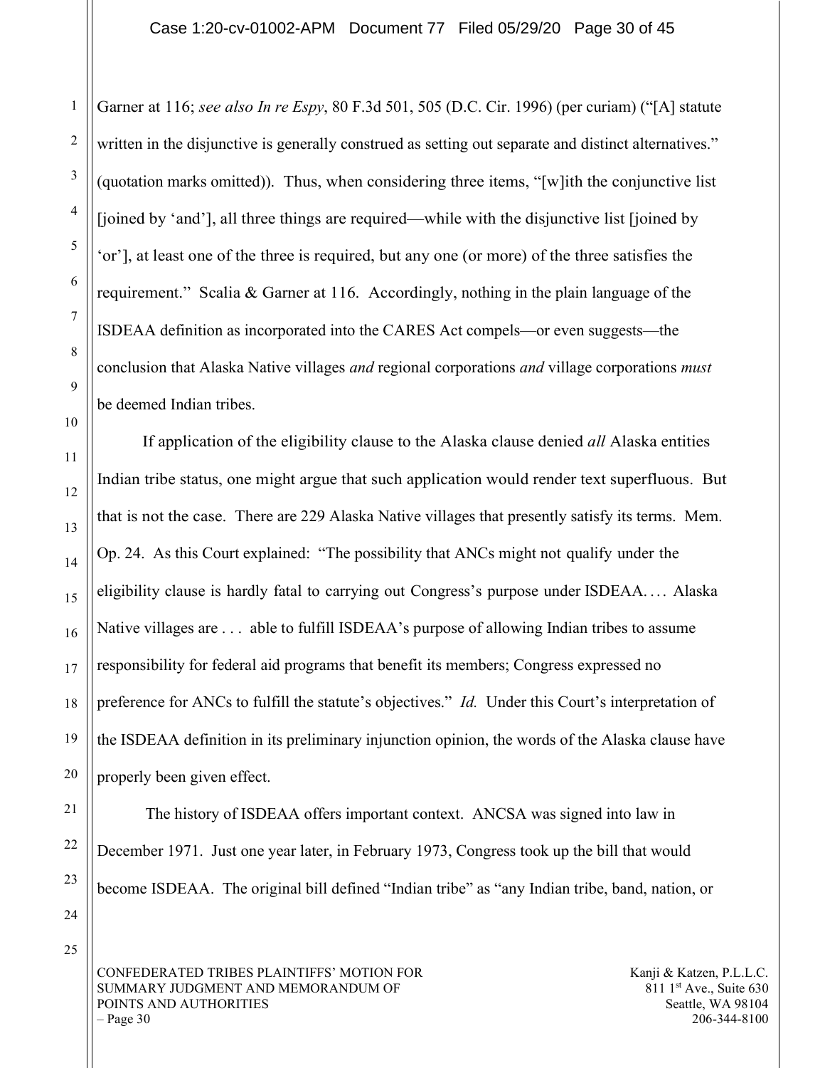Garner at 116; *see also In re Espy*, 80 F.3d 501, 505 (D.C. Cir. 1996) (per curiam) ("[A] statute written in the disjunctive is generally construed as setting out separate and distinct alternatives." (quotation marks omitted)). Thus, when considering three items, "[w]ith the conjunctive list [joined by 'and'], all three things are required—while with the disjunctive list [joined by 'or'], at least one of the three is required, but any one (or more) of the three satisfies the requirement." Scalia & Garner at 116. Accordingly, nothing in the plain language of the ISDEAA definition as incorporated into the CARES Act compels—or even suggests—the conclusion that Alaska Native villages *and* regional corporations *and* village corporations *must* be deemed Indian tribes.

If application of the eligibility clause to the Alaska clause denied *all* Alaska entities Indian tribe status, one might argue that such application would render text superfluous. But that is not the case. There are 229 Alaska Native villages that presently satisfy its terms. Mem. Op. 24. As this Court explained: "The possibility that ANCs might not qualify under the eligibility clause is hardly fatal to carrying out Congress's purpose under ISDEAA. . . . Alaska Native villages are . . . able to fulfill ISDEAA's purpose of allowing Indian tribes to assume responsibility for federal aid programs that benefit its members; Congress expressed no preference for ANCs to fulfill the statute's objectives." *Id.* Under this Court's interpretation of the ISDEAA definition in its preliminary injunction opinion, the words of the Alaska clause have properly been given effect.

The history of ISDEAA offers important context. ANCSA was signed into law in December 1971. Just one year later, in February 1973, Congress took up the bill that would become ISDEAA. The original bill defined "Indian tribe" as "any Indian tribe, band, nation, or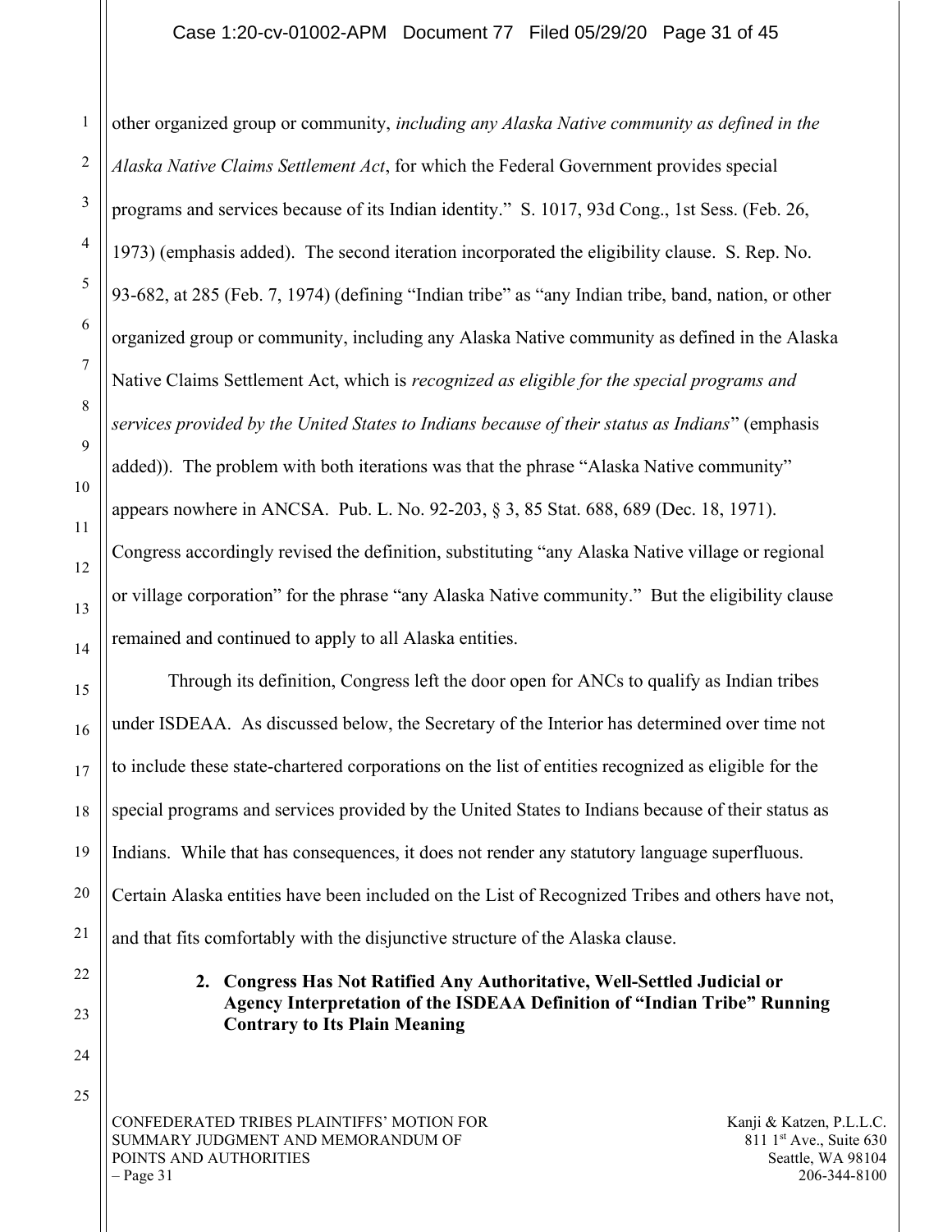other organized group or community, *including any Alaska Native community as defined in the Alaska Native Claims Settlement Act*, for which the Federal Government provides special programs and services because of its Indian identity." S. 1017, 93d Cong., 1st Sess. (Feb. 26, 1973) (emphasis added). The second iteration incorporated the eligibility clause. S. Rep. No. 93-682, at 285 (Feb. 7, 1974) (defining "Indian tribe" as "any Indian tribe, band, nation, or other organized group or community, including any Alaska Native community as defined in the Alaska Native Claims Settlement Act, which is *recognized as eligible for the special programs and services provided by the United States to Indians because of their status as Indians*" (emphasis added)). The problem with both iterations was that the phrase "Alaska Native community" appears nowhere in ANCSA. Pub. L. No. 92-203, § 3, 85 Stat. 688, 689 (Dec. 18, 1971). Congress accordingly revised the definition, substituting "any Alaska Native village or regional or village corporation" for the phrase "any Alaska Native community." But the eligibility clause remained and continued to apply to all Alaska entities.

Through its definition, Congress left the door open for ANCs to qualify as Indian tribes under ISDEAA. As discussed below, the Secretary of the Interior has determined over time not to include these state-chartered corporations on the list of entities recognized as eligible for the special programs and services provided by the United States to Indians because of their status as Indians. While that has consequences, it does not render any statutory language superfluous. Certain Alaska entities have been included on the List of Recognized Tribes and others have not, and that fits comfortably with the disjunctive structure of the Alaska clause.

**2. Congress Has Not Ratified Any Authoritative, Well-Settled Judicial or Agency Interpretation of the ISDEAA Definition of "Indian Tribe" Running Contrary to Its Plain Meaning**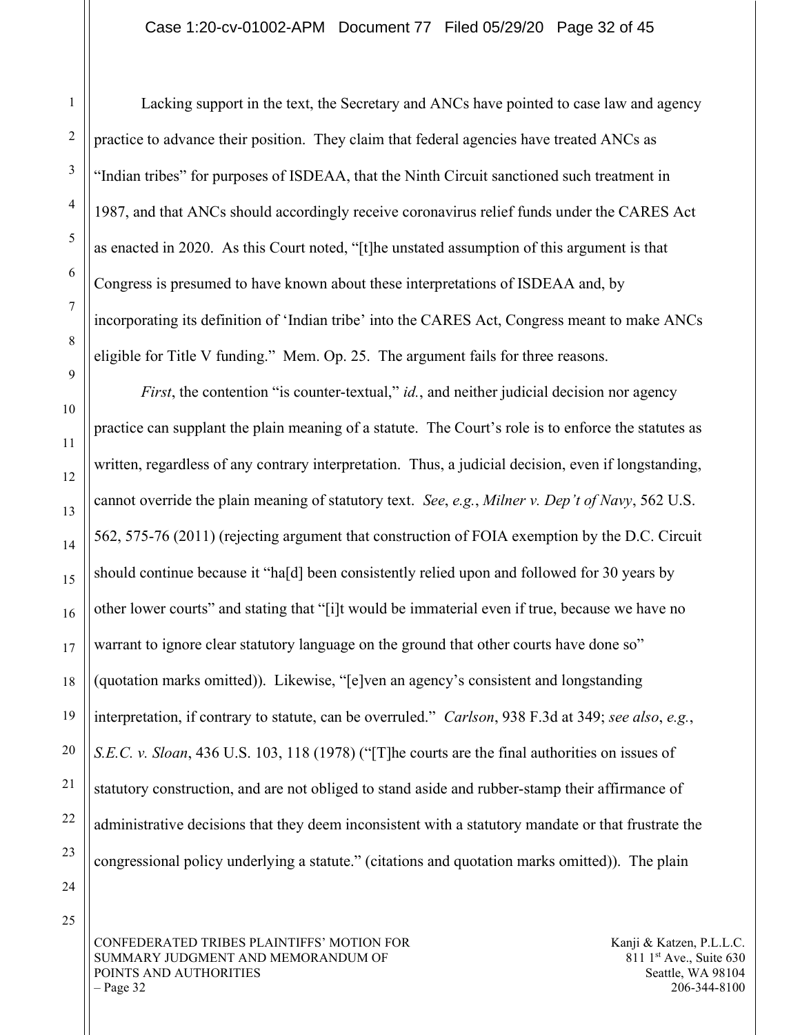Lacking support in the text, the Secretary and ANCs have pointed to case law and agency practice to advance their position. They claim that federal agencies have treated ANCs as "Indian tribes" for purposes of ISDEAA, that the Ninth Circuit sanctioned such treatment in 1987, and that ANCs should accordingly receive coronavirus relief funds under the CARES Act as enacted in 2020. As this Court noted, "[t]he unstated assumption of this argument is that Congress is presumed to have known about these interpretations of ISDEAA and, by incorporating its definition of 'Indian tribe' into the CARES Act, Congress meant to make ANCs eligible for Title V funding." Mem. Op. 25. The argument fails for three reasons.

*First*, the contention "is counter-textual," *id.*, and neither judicial decision nor agency practice can supplant the plain meaning of a statute. The Court's role is to enforce the statutes as written, regardless of any contrary interpretation. Thus, a judicial decision, even if longstanding, cannot override the plain meaning of statutory text. *See*, *e.g.*, *Milner v. Dep't of Navy*, 562 U.S. 562, 575-76 (2011) (rejecting argument that construction of FOIA exemption by the D.C. Circuit should continue because it "ha[d] been consistently relied upon and followed for 30 years by other lower courts" and stating that "[i]t would be immaterial even if true, because we have no warrant to ignore clear statutory language on the ground that other courts have done so" (quotation marks omitted)). Likewise, "[e]ven an agency's consistent and longstanding interpretation, if contrary to statute, can be overruled." *Carlson*, 938 F.3d at 349; *see also*, *e.g.*, *S.E.C. v. Sloan*, 436 U.S. 103, 118 (1978) ("[T]he courts are the final authorities on issues of statutory construction, and are not obliged to stand aside and rubber-stamp their affirmance of administrative decisions that they deem inconsistent with a statutory mandate or that frustrate the congressional policy underlying a statute." (citations and quotation marks omitted)). The plain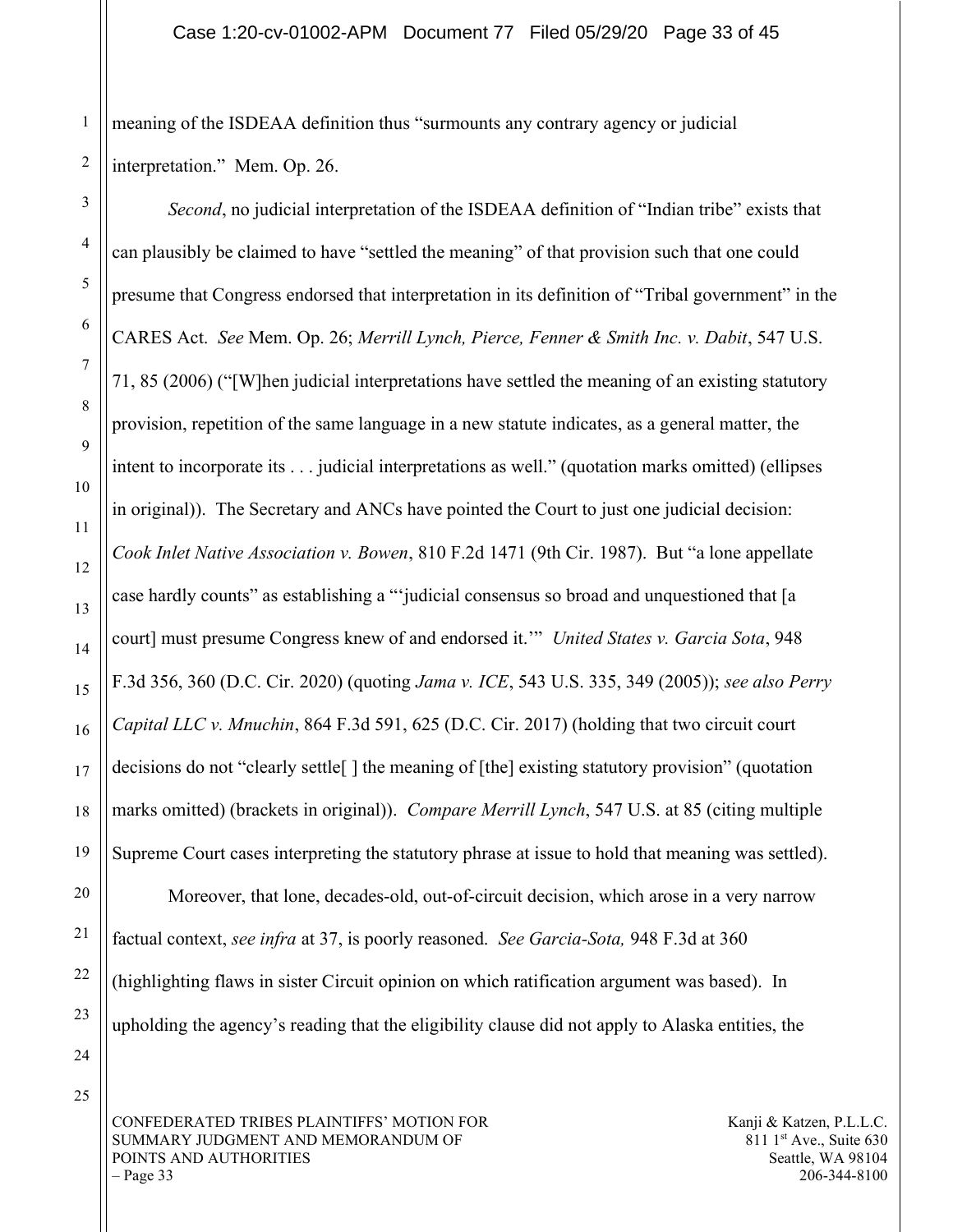meaning of the ISDEAA definition thus "surmounts any contrary agency or judicial interpretation." Mem. Op. 26.

*Second*, no judicial interpretation of the ISDEAA definition of "Indian tribe" exists that can plausibly be claimed to have "settled the meaning" of that provision such that one could presume that Congress endorsed that interpretation in its definition of "Tribal government" in the CARES Act. *See* Mem. Op. 26; *Merrill Lynch, Pierce, Fenner & Smith Inc. v. Dabit*, 547 U.S. 71, 85 (2006) ("[W]hen judicial interpretations have settled the meaning of an existing statutory provision, repetition of the same language in a new statute indicates, as a general matter, the intent to incorporate its . . . judicial interpretations as well." (quotation marks omitted) (ellipses in original)). The Secretary and ANCs have pointed the Court to just one judicial decision: *Cook Inlet Native Association v. Bowen*, 810 F.2d 1471 (9th Cir. 1987). But "a lone appellate case hardly counts" as establishing a "'judicial consensus so broad and unquestioned that [a court] must presume Congress knew of and endorsed it.'" *United States v. Garcia Sota*, 948 F.3d 356, 360 (D.C. Cir. 2020) (quoting *Jama v. ICE*, 543 U.S. 335, 349 (2005)); *see also Perry Capital LLC v. Mnuchin*, 864 F.3d 591, 625 (D.C. Cir. 2017) (holding that two circuit court decisions do not "clearly settle[ ] the meaning of [the] existing statutory provision" (quotation marks omitted) (brackets in original)). *Compare Merrill Lynch*, 547 U.S. at 85 (citing multiple Supreme Court cases interpreting the statutory phrase at issue to hold that meaning was settled).

Moreover, that lone, decades-old, out-of-circuit decision, which arose in a very narrow factual context, *see infra* at 37, is poorly reasoned. *See Garcia-Sota,* 948 F.3d at 360 (highlighting flaws in sister Circuit opinion on which ratification argument was based). In upholding the agency's reading that the eligibility clause did not apply to Alaska entities, the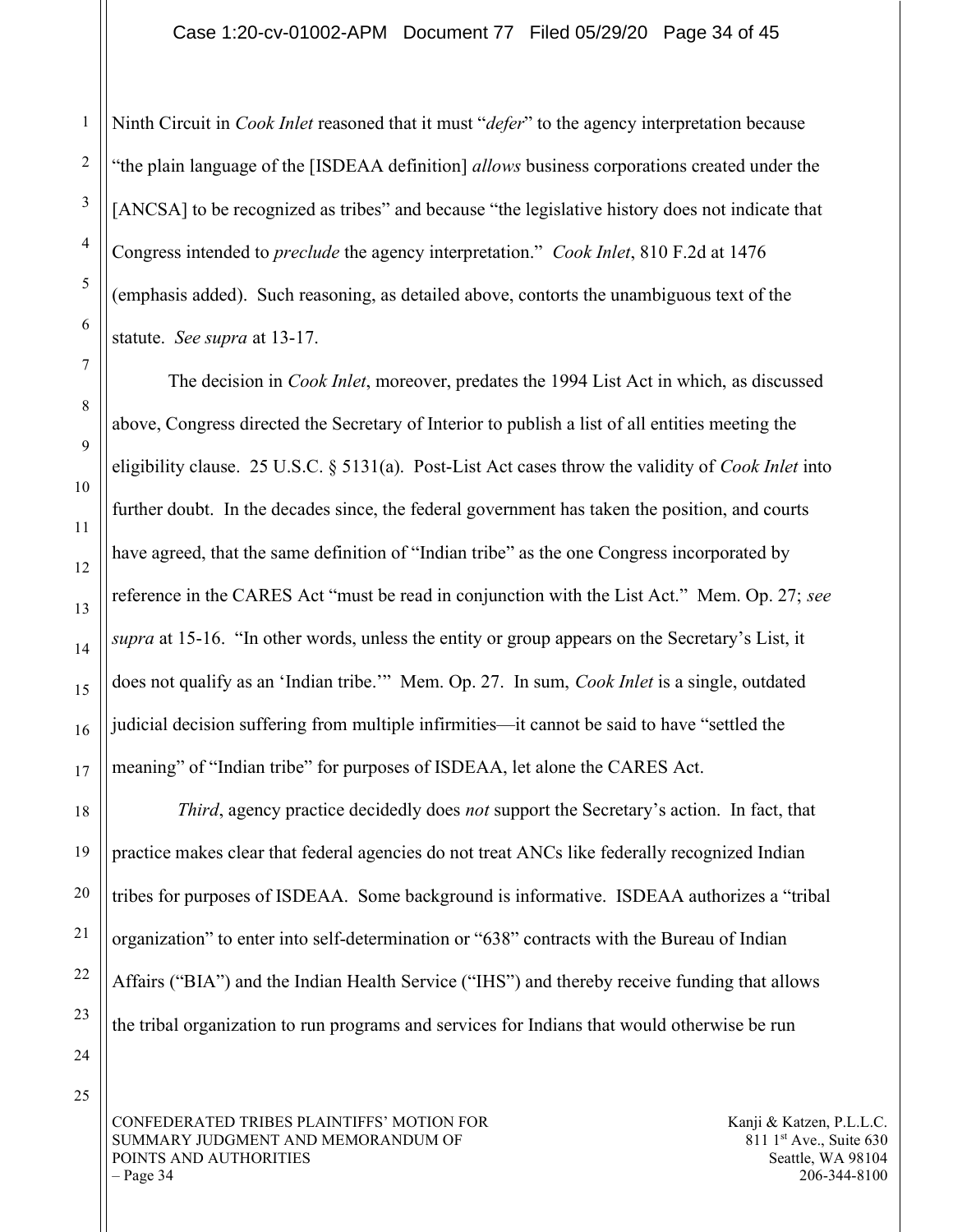Ninth Circuit in *Cook Inlet* reasoned that it must "*defer*" to the agency interpretation because "the plain language of the [ISDEAA definition] *allows* business corporations created under the [ANCSA] to be recognized as tribes" and because "the legislative history does not indicate that Congress intended to *preclude* the agency interpretation." *Cook Inlet*, 810 F.2d at 1476 (emphasis added). Such reasoning, as detailed above, contorts the unambiguous text of the statute. *See supra* at 13-17.

The decision in *Cook Inlet*, moreover, predates the 1994 List Act in which, as discussed above, Congress directed the Secretary of Interior to publish a list of all entities meeting the eligibility clause. 25 U.S.C. § 5131(a). Post-List Act cases throw the validity of *Cook Inlet* into further doubt. In the decades since, the federal government has taken the position, and courts have agreed, that the same definition of "Indian tribe" as the one Congress incorporated by reference in the CARES Act "must be read in conjunction with the List Act." Mem. Op. 27; *see supra* at 15-16. "In other words, unless the entity or group appears on the Secretary's List, it does not qualify as an 'Indian tribe.'" Mem. Op. 27. In sum, *Cook Inlet* is a single, outdated judicial decision suffering from multiple infirmities—it cannot be said to have "settled the meaning" of "Indian tribe" for purposes of ISDEAA, let alone the CARES Act.

*Third*, agency practice decidedly does *not* support the Secretary's action. In fact, that practice makes clear that federal agencies do not treat ANCs like federally recognized Indian tribes for purposes of ISDEAA. Some background is informative. ISDEAA authorizes a "tribal organization" to enter into self-determination or "638" contracts with the Bureau of Indian Affairs ("BIA") and the Indian Health Service ("IHS") and thereby receive funding that allows the tribal organization to run programs and services for Indians that would otherwise be run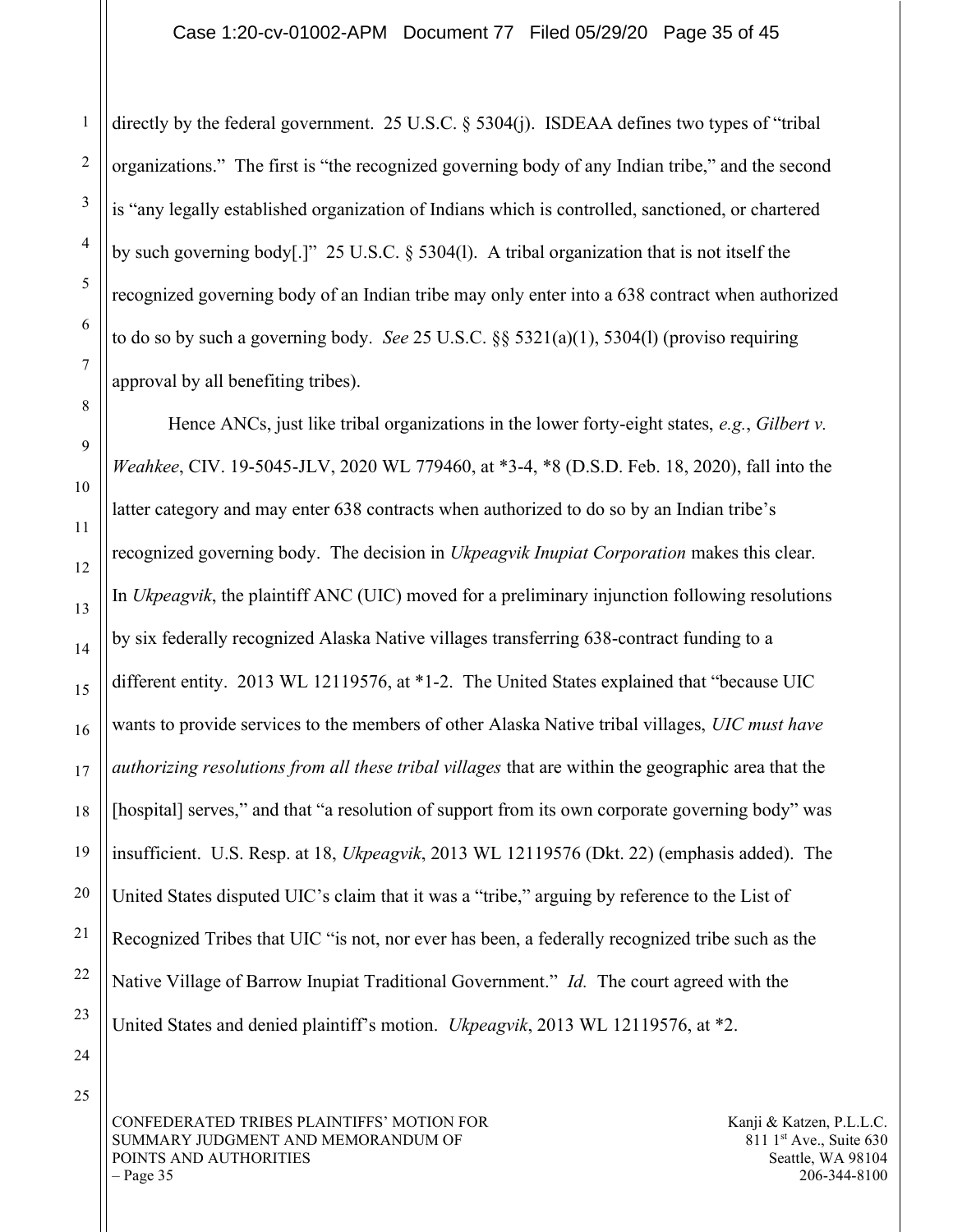directly by the federal government. 25 U.S.C. § 5304(j). ISDEAA defines two types of "tribal organizations." The first is "the recognized governing body of any Indian tribe," and the second is "any legally established organization of Indians which is controlled, sanctioned, or chartered by such governing body[.]" 25 U.S.C. § 5304(l). A tribal organization that is not itself the recognized governing body of an Indian tribe may only enter into a 638 contract when authorized to do so by such a governing body. *See* 25 U.S.C. §§ 5321(a)(1), 5304(l) (proviso requiring approval by all benefiting tribes).

Hence ANCs, just like tribal organizations in the lower forty-eight states, *e.g.*, *Gilbert v. Weahkee*, CIV. 19-5045-JLV, 2020 WL 779460, at *3-4, *8 (D.S.D. Feb. 18, 2020), fall into the latter category and may enter 638 contracts when authorized to do so by an Indian tribe's recognized governing body. The decision in *Ukpeagvik Inupiat Corporation* makes this clear. In *Ukpeagvik*, the plaintiff ANC (UIC) moved for a preliminary injunction following resolutions by six federally recognized Alaska Native villages transferring 638-contract funding to a different entity. 2013 WL 12119576, at *1-2. The United States explained that "because UIC wants to provide services to the members of other Alaska Native tribal villages, *UIC must have authorizing resolutions from all these tribal villages* that are within the geographic area that the [hospital] serves," and that "a resolution of support from its own corporate governing body" was insufficient. U.S. Resp. at 18, *Ukpeagvik*, 2013 WL 12119576 (Dkt. 22) (emphasis added). The United States disputed UIC's claim that it was a "tribe," arguing by reference to the List of Recognized Tribes that UIC "is not, nor ever has been, a federally recognized tribe such as the Native Village of Barrow Inupiat Traditional Government." *Id.* The court agreed with the United States and denied plaintiff's motion. *Ukpeagvik*, 2013 WL 12119576, at *2.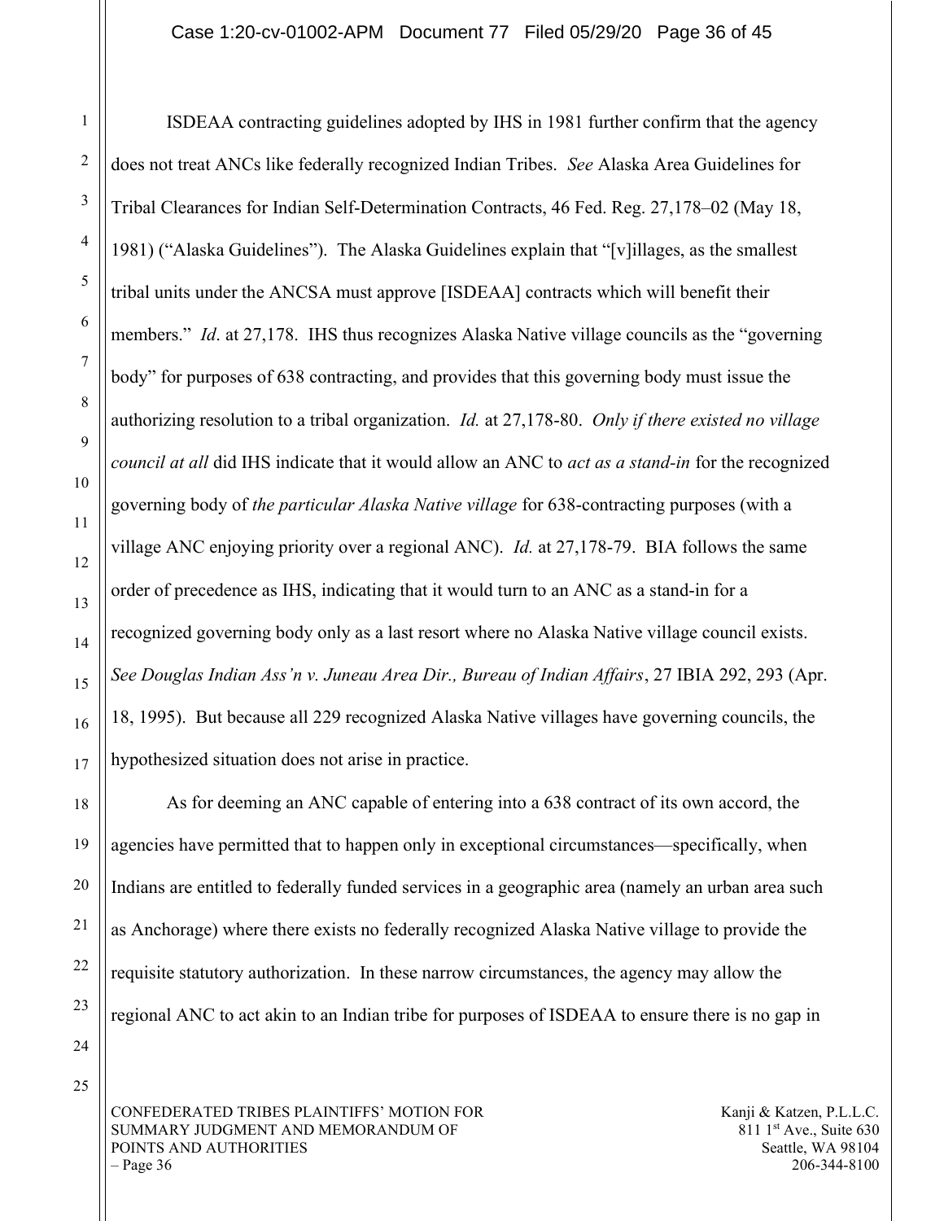ISDEAA contracting guidelines adopted by IHS in 1981 further confirm that the agency does not treat ANCs like federally recognized Indian Tribes. *See* Alaska Area Guidelines for Tribal Clearances for Indian Self-Determination Contracts, 46 Fed. Reg. 27,178–02 (May 18, 1981) ("Alaska Guidelines"). The Alaska Guidelines explain that "[v]illages, as the smallest tribal units under the ANCSA must approve [ISDEAA] contracts which will benefit their members." *Id*. at 27,178. IHS thus recognizes Alaska Native village councils as the "governing body" for purposes of 638 contracting, and provides that this governing body must issue the authorizing resolution to a tribal organization. *Id.* at 27,178-80. *Only if there existed no village council at all* did IHS indicate that it would allow an ANC to *act as a stand-in* for the recognized governing body of *the particular Alaska Native village* for 638-contracting purposes (with a village ANC enjoying priority over a regional ANC). *Id.* at 27,178-79. BIA follows the same order of precedence as IHS, indicating that it would turn to an ANC as a stand-in for a recognized governing body only as a last resort where no Alaska Native village council exists. *See Douglas Indian Ass'n v. Juneau Area Dir., Bureau of Indian Affairs*, 27 IBIA 292, 293 (Apr. 18, 1995). But because all 229 recognized Alaska Native villages have governing councils, the hypothesized situation does not arise in practice.

As for deeming an ANC capable of entering into a 638 contract of its own accord, the agencies have permitted that to happen only in exceptional circumstances—specifically, when Indians are entitled to federally funded services in a geographic area (namely an urban area such as Anchorage) where there exists no federally recognized Alaska Native village to provide the requisite statutory authorization. In these narrow circumstances, the agency may allow the regional ANC to act akin to an Indian tribe for purposes of ISDEAA to ensure there is no gap in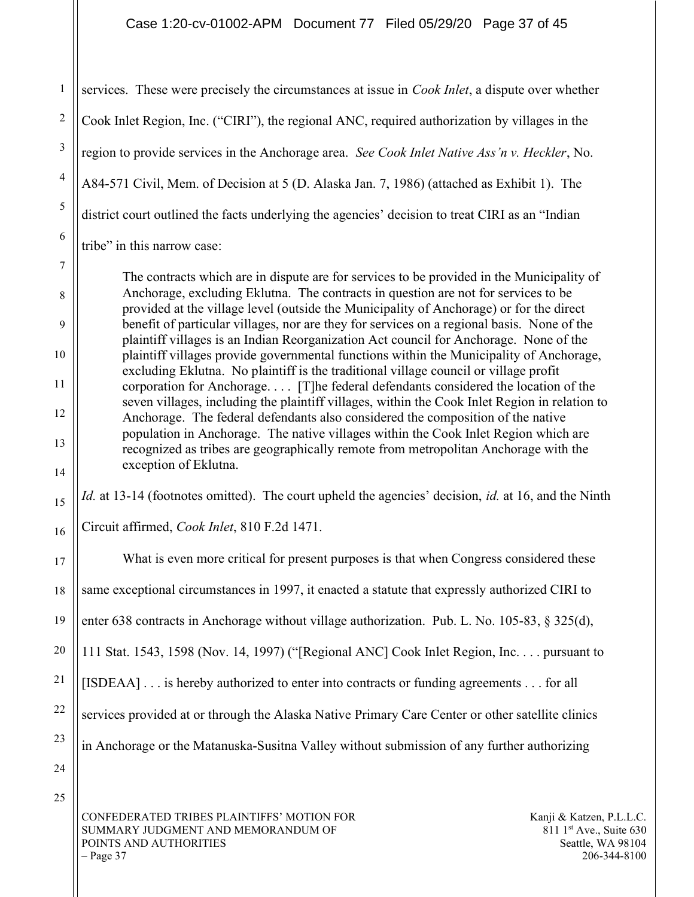services. These were precisely the circumstances at issue in *Cook Inlet*, a dispute over whether Cook Inlet Region, Inc. ("CIRI"), the regional ANC, required authorization by villages in the region to provide services in the Anchorage area. *See Cook Inlet Native Ass'n v. Heckler*, No. A84-571 Civil, Mem. of Decision at 5 (D. Alaska Jan. 7, 1986) (attached as Exhibit 1). The district court outlined the facts underlying the agencies' decision to treat CIRI as an "Indian tribe" in this narrow case:

> The contracts which are in dispute are for services to be provided in the Municipality of Anchorage, excluding Eklutna. The contracts in question are not for services to be provided at the village level (outside the Municipality of Anchorage) or for the direct benefit of particular villages, nor are they for services on a regional basis. None of the plaintiff villages is an Indian Reorganization Act council for Anchorage. None of the plaintiff villages provide governmental functions within the Municipality of Anchorage, excluding Eklutna. No plaintiff is the traditional village council or village profit corporation for Anchorage. . . . [T]he federal defendants considered the location of the seven villages, including the plaintiff villages, within the Cook Inlet Region in relation to Anchorage. The federal defendants also considered the composition of the native population in Anchorage. The native villages within the Cook Inlet Region which are recognized as tribes are geographically remote from metropolitan Anchorage with the exception of Eklutna.

*Id.* at 13-14 (footnotes omitted). The court upheld the agencies' decision, *id.* at 16, and the Ninth Circuit affirmed, *Cook Inlet*, 810 F.2d 1471.

What is even more critical for present purposes is that when Congress considered these same exceptional circumstances in 1997, it enacted a statute that expressly authorized CIRI to enter 638 contracts in Anchorage without village authorization. Pub. L. No. 105-83, § 325(d), 111 Stat. 1543, 1598 (Nov. 14, 1997) ("[Regional ANC] Cook Inlet Region, Inc. . . . pursuant to [ISDEAA] . . . is hereby authorized to enter into contracts or funding agreements . . . for all services provided at or through the Alaska Native Primary Care Center or other satellite clinics in Anchorage or the Matanuska-Susitna Valley without submission of any further authorizing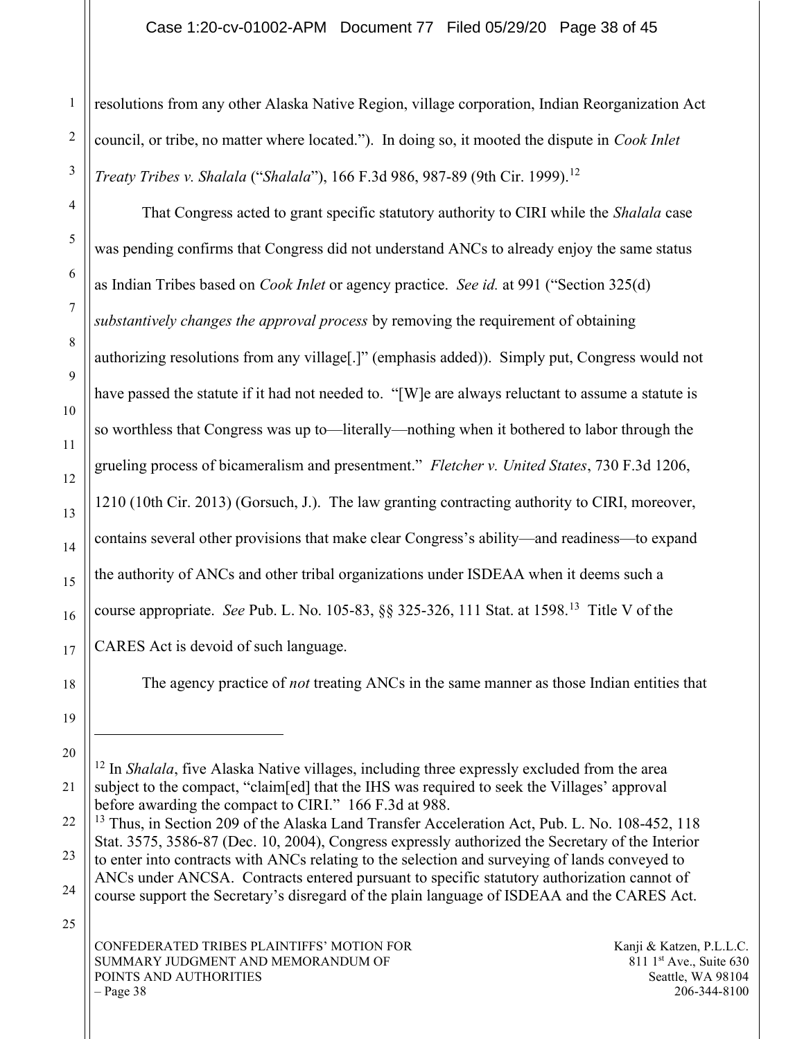resolutions from any other Alaska Native Region, village corporation, Indian Reorganization Act council, or tribe, no matter where located."). In doing so, it mooted the dispute in *Cook Inlet Treaty Tribes v. Shalala* ("*Shalala*"), 166 F.3d 986, 987-89 (9th Cir. 1999).[12]

That Congress acted to grant specific statutory authority to CIRI while the *Shalala* case was pending confirms that Congress did not understand ANCs to already enjoy the same status as Indian Tribes based on *Cook Inlet* or agency practice. *See id.* at 991 ("Section 325(d) *substantively changes the approval process* by removing the requirement of obtaining authorizing resolutions from any village[.]" (emphasis added)). Simply put, Congress would not have passed the statute if it had not needed to. "[W]e are always reluctant to assume a statute is so worthless that Congress was up to—literally—nothing when it bothered to labor through the grueling process of bicameralism and presentment." *Fletcher v. United States*, 730 F.3d 1206, 1210 (10th Cir. 2013) (Gorsuch, J.). The law granting contracting authority to CIRI, moreover, contains several other provisions that make clear Congress's ability—and readiness—to expand the authority of ANCs and other tribal organizations under ISDEAA when it deems such a course appropriate. *See* Pub. L. No. 105-83, §§ 325-326, 111 Stat. at 1598.[13] Title V of the CARES Act is devoid of such language.

The agency practice of *not* treating ANCs in the same manner as those Indian entities that

---

[12] In *Shalala*, five Alaska Native villages, including three expressly excluded from the area subject to the compact, "claim[ed] that the IHS was required to seek the Villages' approval before awarding the compact to CIRI." 166 F.3d at 988.

[13] Thus, in Section 209 of the Alaska Land Transfer Acceleration Act, Pub. L. No. 108-452, 118 Stat. 3575, 3586-87 (Dec. 10, 2004), Congress expressly authorized the Secretary of the Interior to enter into contracts with ANCs relating to the selection and surveying of lands conveyed to ANCs under ANCSA. Contracts entered pursuant to specific statutory authorization cannot of course support the Secretary's disregard of the plain language of ISDEAA and the CARES Act.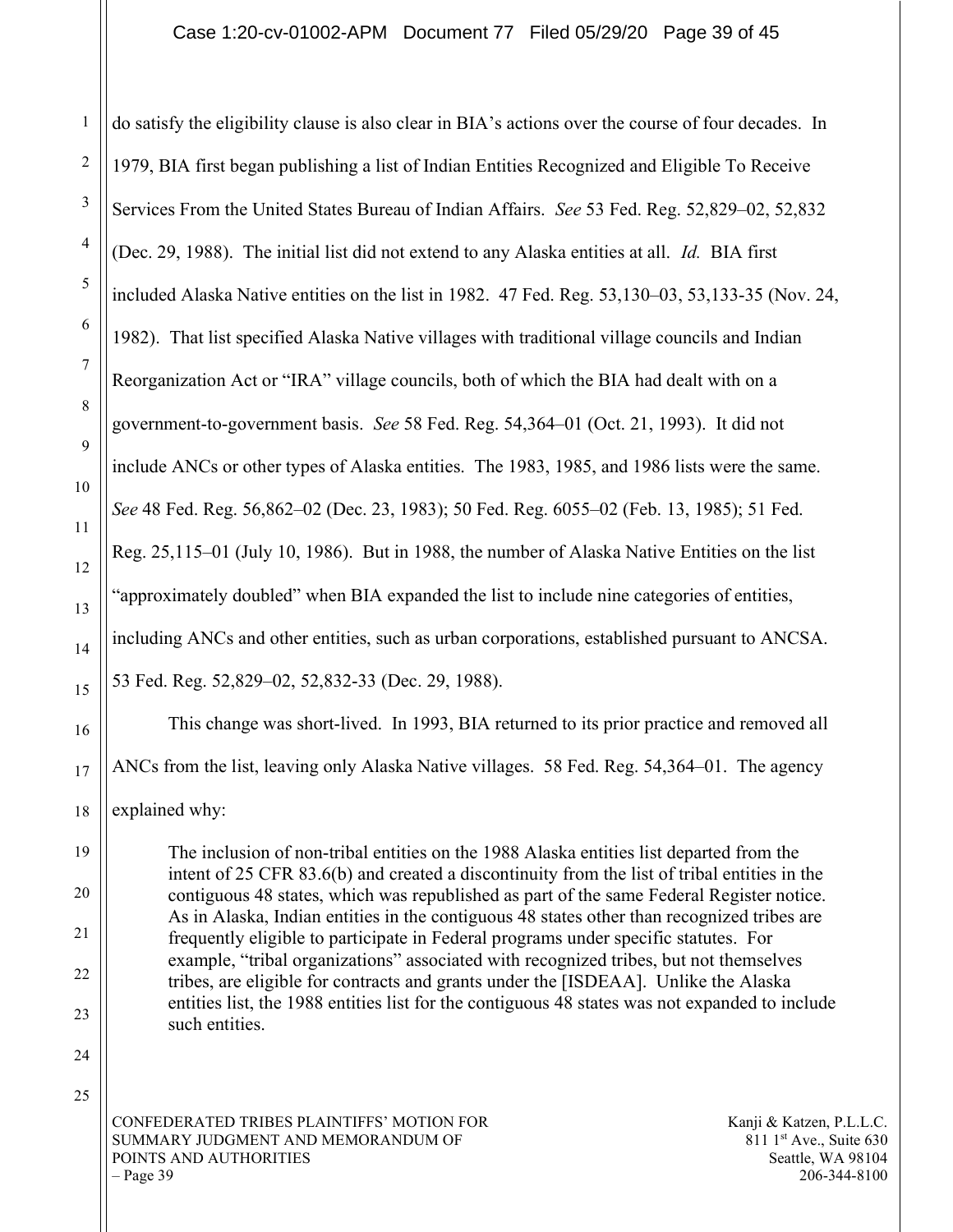do satisfy the eligibility clause is also clear in BIA's actions over the course of four decades. In 1979, BIA first began publishing a list of Indian Entities Recognized and Eligible To Receive Services From the United States Bureau of Indian Affairs. *See* 53 Fed. Reg. 52,829–02, 52,832 (Dec. 29, 1988). The initial list did not extend to any Alaska entities at all. *Id.* BIA first included Alaska Native entities on the list in 1982. 47 Fed. Reg. 53,130–03, 53,133-35 (Nov. 24, 1982). That list specified Alaska Native villages with traditional village councils and Indian Reorganization Act or "IRA" village councils, both of which the BIA had dealt with on a government-to-government basis. *See* 58 Fed. Reg. 54,364–01 (Oct. 21, 1993). It did not include ANCs or other types of Alaska entities. The 1983, 1985, and 1986 lists were the same. *See* 48 Fed. Reg. 56,862–02 (Dec. 23, 1983); 50 Fed. Reg. 6055–02 (Feb. 13, 1985); 51 Fed. Reg. 25,115–01 (July 10, 1986). But in 1988, the number of Alaska Native Entities on the list "approximately doubled" when BIA expanded the list to include nine categories of entities, including ANCs and other entities, such as urban corporations, established pursuant to ANCSA. 53 Fed. Reg. 52,829–02, 52,832-33 (Dec. 29, 1988).

This change was short-lived. In 1993, BIA returned to its prior practice and removed all ANCs from the list, leaving only Alaska Native villages. 58 Fed. Reg. 54,364–01. The agency explained why:

> The inclusion of non-tribal entities on the 1988 Alaska entities list departed from the intent of 25 CFR 83.6(b) and created a discontinuity from the list of tribal entities in the contiguous 48 states, which was republished as part of the same Federal Register notice. As in Alaska, Indian entities in the contiguous 48 states other than recognized tribes are frequently eligible to participate in Federal programs under specific statutes. For example, "tribal organizations" associated with recognized tribes, but not themselves tribes, are eligible for contracts and grants under the [ISDEAA]. Unlike the Alaska entities list, the 1988 entities list for the contiguous 48 states was not expanded to include such entities.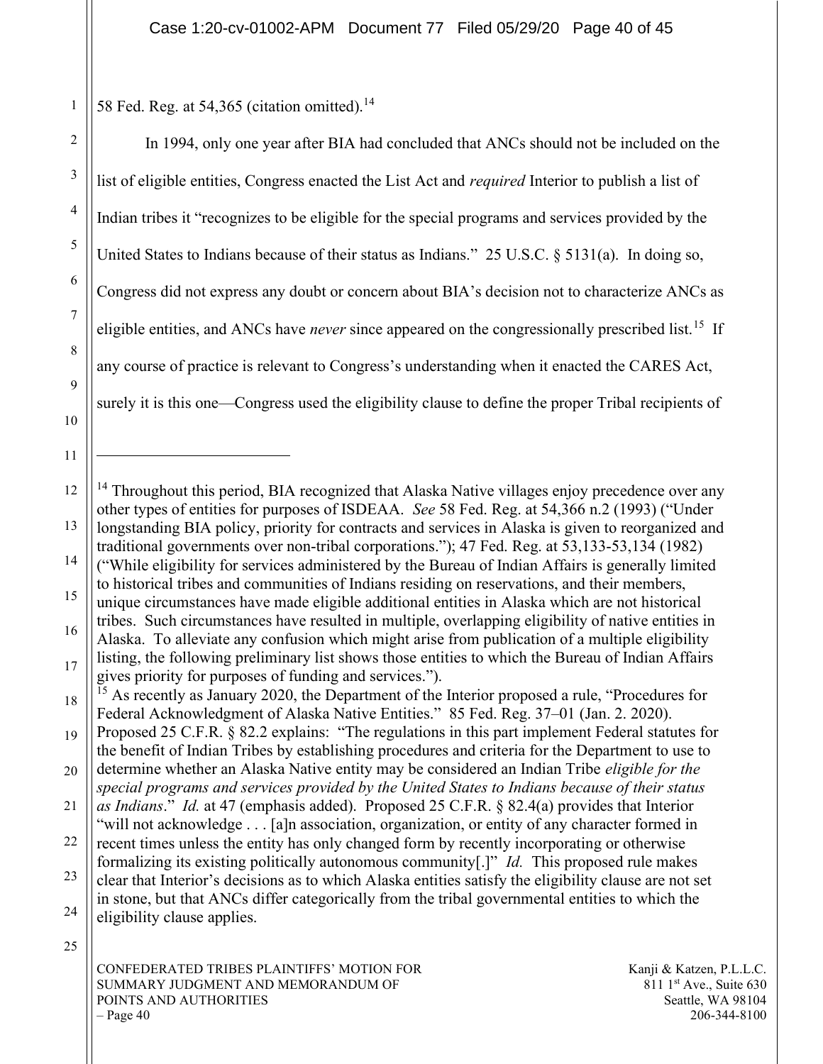58 Fed. Reg. at 54,365 (citation omitted).[14]

In 1994, only one year after BIA had concluded that ANCs should not be included on the list of eligible entities, Congress enacted the List Act and *required* Interior to publish a list of Indian tribes it "recognizes to be eligible for the special programs and services provided by the United States to Indians because of their status as Indians." 25 U.S.C. § 5131(a). In doing so, Congress did not express any doubt or concern about BIA's decision not to characterize ANCs as eligible entities, and ANCs have *never* since appeared on the congressionally prescribed list.[15] If any course of practice is relevant to Congress's understanding when it enacted the CARES Act, surely it is this one—Congress used the eligibility clause to define the proper Tribal recipients of

---

[14] Throughout this period, BIA recognized that Alaska Native villages enjoy precedence over any other types of entities for purposes of ISDEAA. *See* 58 Fed. Reg. at 54,366 n.2 (1993) ("Under longstanding BIA policy, priority for contracts and services in Alaska is given to reorganized and traditional governments over non-tribal corporations."); 47 Fed. Reg. at 53,133-53,134 (1982) ("While eligibility for services administered by the Bureau of Indian Affairs is generally limited to historical tribes and communities of Indians residing on reservations, and their members, unique circumstances have made eligible additional entities in Alaska which are not historical tribes. Such circumstances have resulted in multiple, overlapping eligibility of native entities in Alaska. To alleviate any confusion which might arise from publication of a multiple eligibility listing, the following preliminary list shows those entities to which the Bureau of Indian Affairs gives priority for purposes of funding and services.").

[15] As recently as January 2020, the Department of the Interior proposed a rule, "Procedures for Federal Acknowledgment of Alaska Native Entities." 85 Fed. Reg. 37–01 (Jan. 2. 2020). Proposed 25 C.F.R. § 82.2 explains: "The regulations in this part implement Federal statutes for the benefit of Indian Tribes by establishing procedures and criteria for the Department to use to determine whether an Alaska Native entity may be considered an Indian Tribe *eligible for the special programs and services provided by the United States to Indians because of their status as Indians*." *Id.* at 47 (emphasis added). Proposed 25 C.F.R. § 82.4(a) provides that Interior "will not acknowledge . . . [a]n association, organization, or entity of any character formed in recent times unless the entity has only changed form by recently incorporating or otherwise formalizing its existing politically autonomous community[.]" *Id.* This proposed rule makes clear that Interior's decisions as to which Alaska entities satisfy the eligibility clause are not set in stone, but that ANCs differ categorically from the tribal governmental entities to which the eligibility clause applies.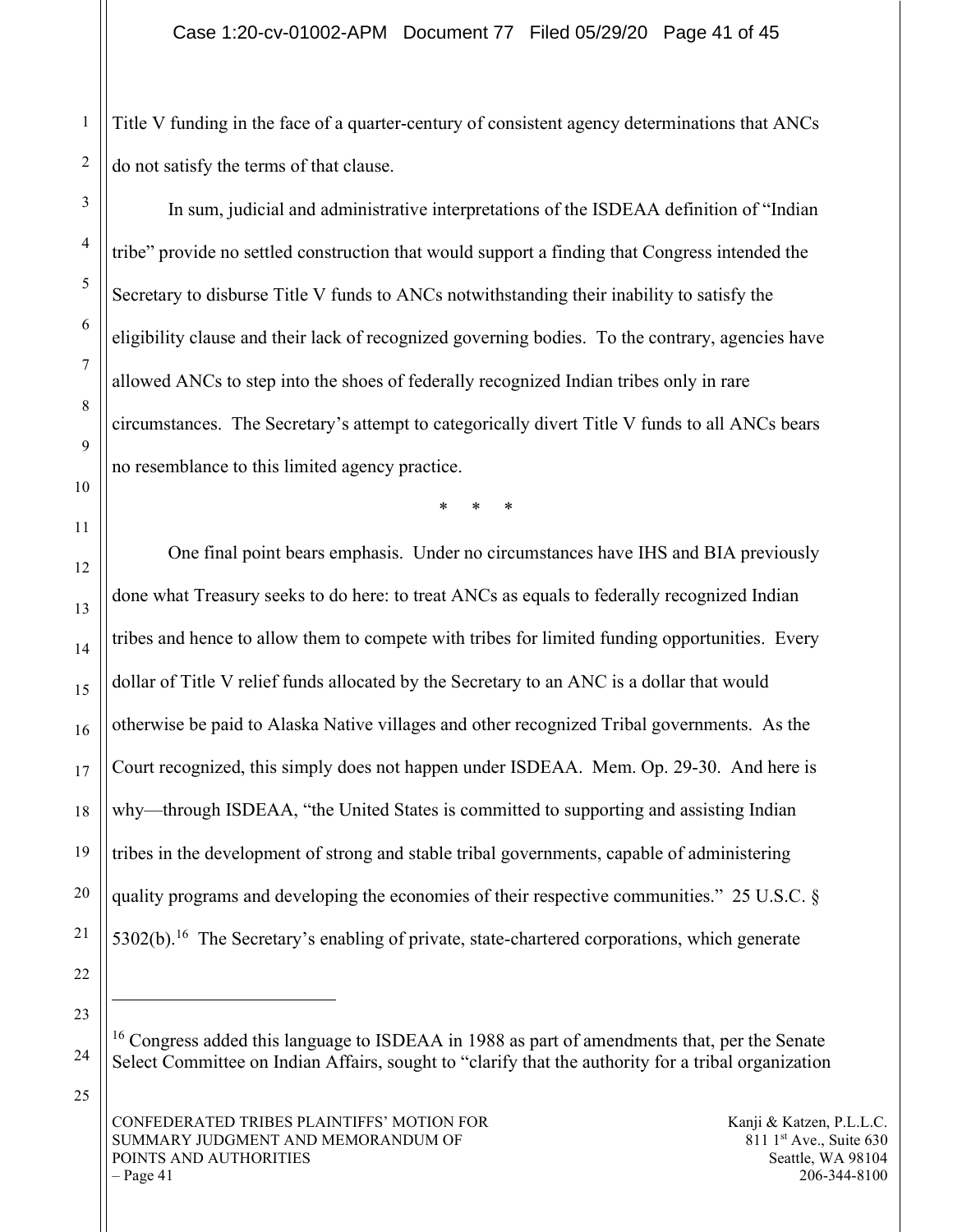Title V funding in the face of a quarter-century of consistent agency determinations that ANCs do not satisfy the terms of that clause.

In sum, judicial and administrative interpretations of the ISDEAA definition of "Indian tribe" provide no settled construction that would support a finding that Congress intended the Secretary to disburse Title V funds to ANCs notwithstanding their inability to satisfy the eligibility clause and their lack of recognized governing bodies. To the contrary, agencies have allowed ANCs to step into the shoes of federally recognized Indian tribes only in rare circumstances. The Secretary's attempt to categorically divert Title V funds to all ANCs bears no resemblance to this limited agency practice.

\* \* \*

One final point bears emphasis. Under no circumstances have IHS and BIA previously done what Treasury seeks to do here: to treat ANCs as equals to federally recognized Indian tribes and hence to allow them to compete with tribes for limited funding opportunities. Every dollar of Title V relief funds allocated by the Secretary to an ANC is a dollar that would otherwise be paid to Alaska Native villages and other recognized Tribal governments. As the Court recognized, this simply does not happen under ISDEAA. Mem. Op. 29-30. And here is why—through ISDEAA, "the United States is committed to supporting and assisting Indian tribes in the development of strong and stable tribal governments, capable of administering quality programs and developing the economies of their respective communities." 25 U.S.C. § 5302(b).[16] The Secretary's enabling of private, state-chartered corporations, which generate

---

[16] Congress added this language to ISDEAA in 1988 as part of amendments that, per the Senate Select Committee on Indian Affairs, sought to "clarify that the authority for a tribal organization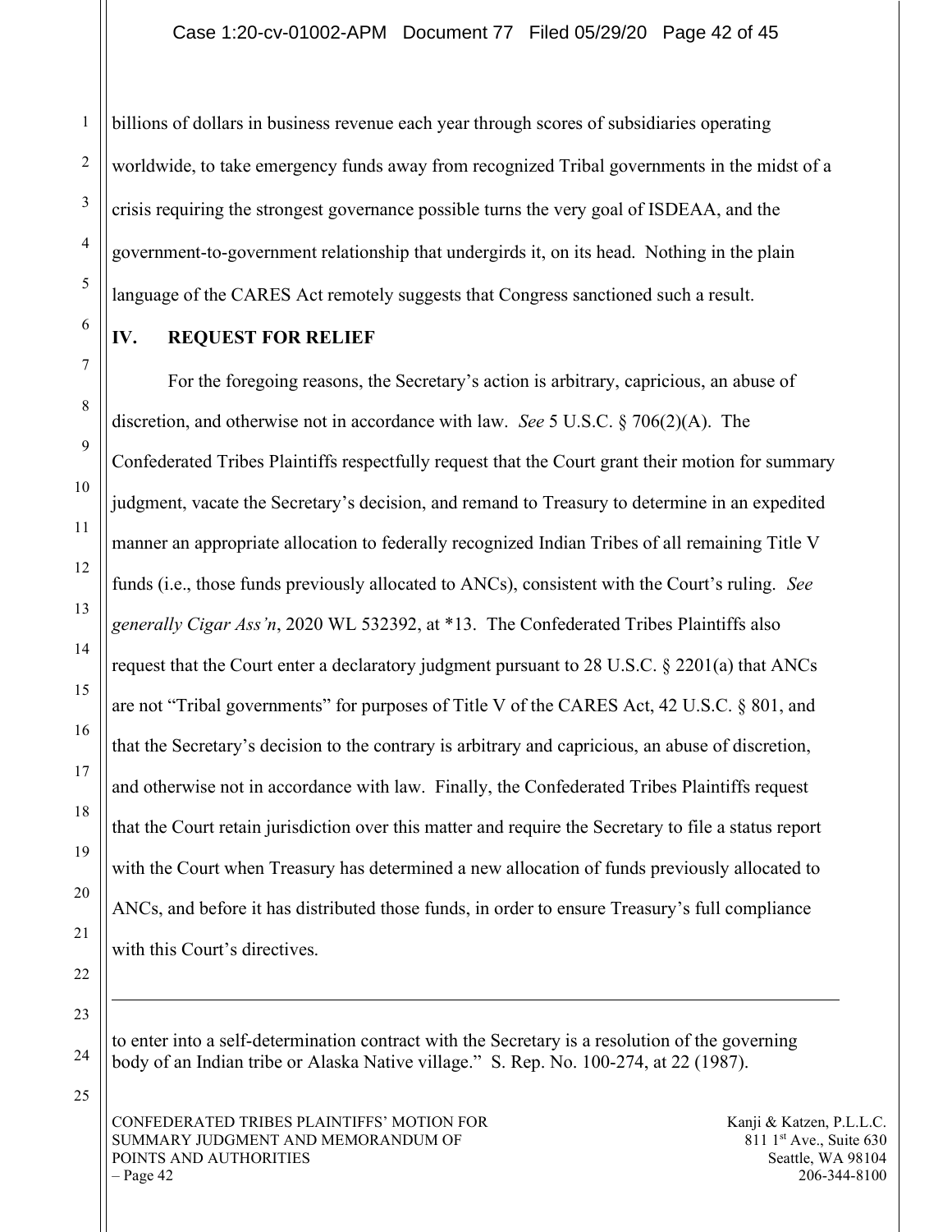billions of dollars in business revenue each year through scores of subsidiaries operating worldwide, to take emergency funds away from recognized Tribal governments in the midst of a crisis requiring the strongest governance possible turns the very goal of ISDEAA, and the government-to-government relationship that undergirds it, on its head. Nothing in the plain language of the CARES Act remotely suggests that Congress sanctioned such a result.

## IV. REQUEST FOR RELIEF

For the foregoing reasons, the Secretary's action is arbitrary, capricious, an abuse of discretion, and otherwise not in accordance with law. *See* 5 U.S.C. § 706(2)(A). The Confederated Tribes Plaintiffs respectfully request that the Court grant their motion for summary judgment, vacate the Secretary's decision, and remand to Treasury to determine in an expedited manner an appropriate allocation to federally recognized Indian Tribes of all remaining Title V funds (i.e., those funds previously allocated to ANCs), consistent with the Court's ruling. *See generally Cigar Ass'n*, 2020 WL 532392, at *13. The Confederated Tribes Plaintiffs also request that the Court enter a declaratory judgment pursuant to 28 U.S.C. § 2201(a) that ANCs are not "Tribal governments" for purposes of Title V of the CARES Act, 42 U.S.C. § 801, and that the Secretary's decision to the contrary is arbitrary and capricious, an abuse of discretion, and otherwise not in accordance with law. Finally, the Confederated Tribes Plaintiffs request that the Court retain jurisdiction over this matter and require the Secretary to file a status report with the Court when Treasury has determined a new allocation of funds previously allocated to ANCs, and before it has distributed those funds, in order to ensure Treasury's full compliance with this Court's directives.

---

to enter into a self-determination contract with the Secretary is a resolution of the governing body of an Indian tribe or Alaska Native village." S. Rep. No. 100-274, at 22 (1987).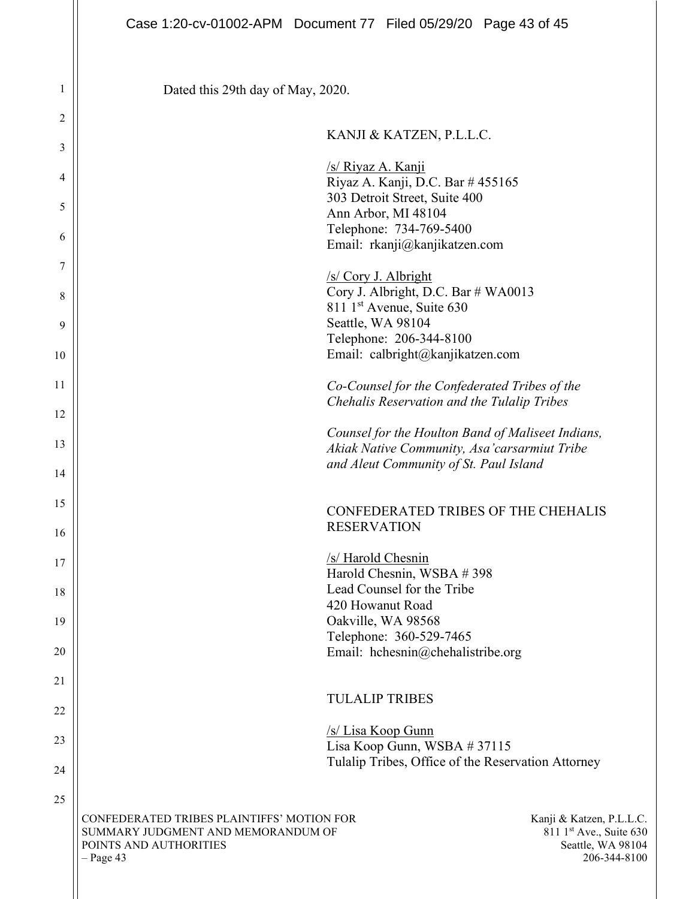Dated this 29th day of May, 2020.

KANJI & KATZEN, P.L.L.C.

/s/ Riyaz A. Kanji
Riyaz A. Kanji, D.C. Bar # 455165
303 Detroit Street, Suite 400
Ann Arbor, MI 48104
Telephone: 734-769-5400
Email: rkanji@kanjikatzen.com

/s/ Cory J. Albright
Cory J. Albright, D.C. Bar # WA0013
811 1st Avenue, Suite 630
Seattle, WA 98104
Telephone: 206-344-8100
Email: calbright@kanjikatzen.com

*Co-Counsel for the Confederated Tribes of the Chehalis Reservation and the Tulalip Tribes*

*Counsel for the Houlton Band of Maliseet Indians, Akiak Native Community, Asa'carsarmiut Tribe and Aleut Community of St. Paul Island*

CONFEDERATED TRIBES OF THE CHEHALIS RESERVATION

/s/ Harold Chesnin
Harold Chesnin, WSBA # 398
Lead Counsel for the Tribe
420 Howanut Road
Oakville, WA 98568
Telephone: 360-529-7465
Email: hchesnin@chehalistribe.org

TULALIP TRIBES

/s/ Lisa Koop Gunn
Lisa Koop Gunn, WSBA # 37115
Tulalip Tribes, Office of the Reservation Attorney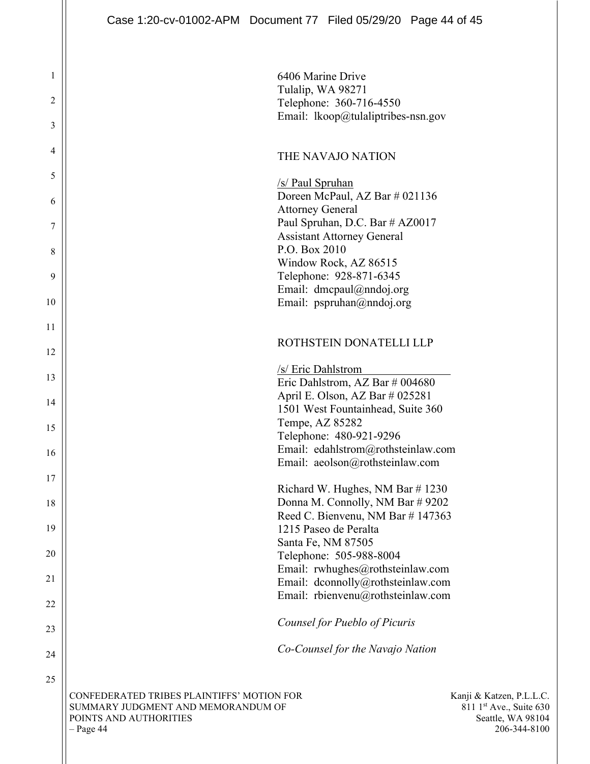6406 Marine Drive
Tulalip, WA 98271
Telephone: 360-716-4550
Email: lkoop@tulaliptribes-nsn.gov

THE NAVAJO NATION

/s/ Paul Spruhan
Doreen McPaul, AZ Bar # 021136
Attorney General
Paul Spruhan, D.C. Bar # AZ0017
Assistant Attorney General
P.O. Box 2010
Window Rock, AZ 86515
Telephone: 928-871-6345
Email: dmcpaul@nndoj.org
Email: pspruhan@nndoj.org

ROTHSTEIN DONATELLI LLP

/s/ Eric Dahlstrom
Eric Dahlstrom, AZ Bar # 004680
April E. Olson, AZ Bar # 025281
1501 West Fountainhead, Suite 360
Tempe, AZ 85282
Telephone: 480-921-9296
Email: edahlstrom@rothsteinlaw.com
Email: aeolson@rothsteinlaw.com

Richard W. Hughes, NM Bar # 1230
Donna M. Connolly, NM Bar # 9202
Reed C. Bienvenu, NM Bar # 147363
1215 Paseo de Peralta
Santa Fe, NM 87505
Telephone: 505-988-8004
Email: rwhughes@rothsteinlaw.com
Email: dconnolly@rothsteinlaw.com
Email: rbienvenu@rothsteinlaw.com

*Counsel for Pueblo of Picuris*

*Co-Counsel for the Navajo Nation*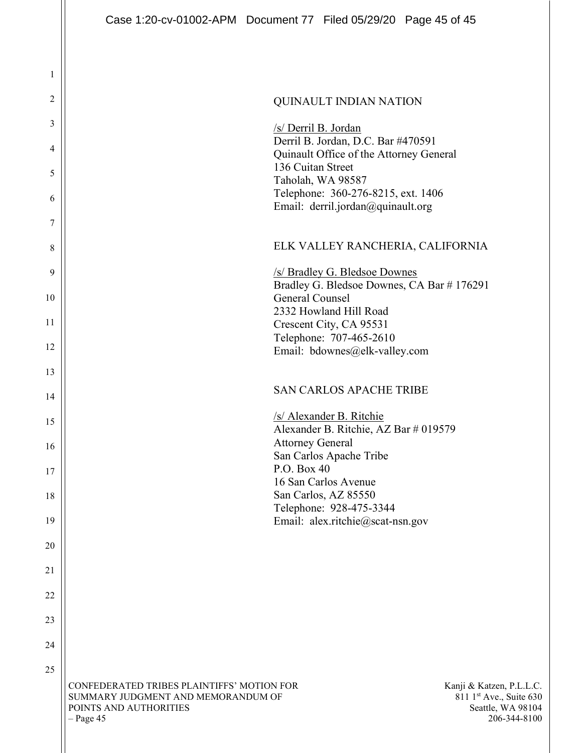QUINAULT INDIAN NATION

/s/ Derril B. Jordan
Derril B. Jordan, D.C. Bar #470591
Quinault Office of the Attorney General
136 Cuitan Street
Taholah, WA 98587
Telephone: 360-276-8215, ext. 1406
Email: derril.jordan@quinault.org

ELK VALLEY RANCHERIA, CALIFORNIA

/s/ Bradley G. Bledsoe Downes
Bradley G. Bledsoe Downes, CA Bar # 176291
General Counsel
2332 Howland Hill Road
Crescent City, CA 95531
Telephone: 707-465-2610
Email: bdownes@elk-valley.com

SAN CARLOS APACHE TRIBE

/s/ Alexander B. Ritchie
Alexander B. Ritchie, AZ Bar # 019579
Attorney General
San Carlos Apache Tribe
P.O. Box 40
16 San Carlos Avenue
San Carlos, AZ 85550
Telephone: 928-475-3344
Email: alex.ritchie@scat-nsn.gov